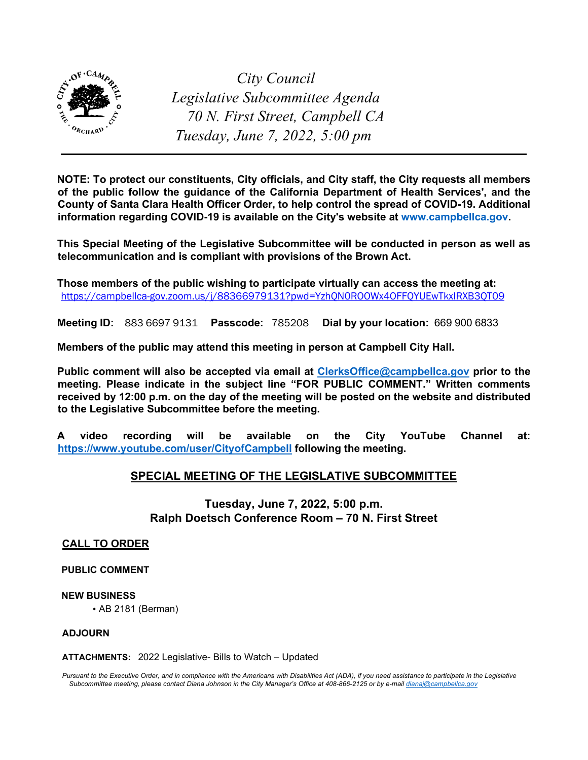*City Council*
*Legislative Subcommittee Agenda*
*70 N. First Street, Campbell CA*
*Tuesday, June 7, 2022, 5:00 pm*

**NOTE: To protect our constituents, City officials, and City staff, the City requests all members of the public follow the guidance of the California Department of Health Services', and the County of Santa Clara Health Officer Order, to help control the spread of COVID-19. Additional information regarding COVID-19 is available on the City's website at www.campbellca.gov.**

**This Special Meeting of the Legislative Subcommittee will be conducted in person as well as telecommunication and is compliant with provisions of the Brown Act.**

**Those members of the public wishing to participate virtually can access the meeting at:**
https://campbellca-gov.zoom.us/j/88366979131?pwd=YzhQN0ROOWx4OFFQYUEwTkxIRXB3QT09

**Meeting ID:** 883 6697 9131 **Passcode:** 785208 **Dial by your location:** 669 900 6833

**Members of the public may attend this meeting in person at Campbell City Hall.**

**Public comment will also be accepted via email at ClerksOffice@campbellca.gov prior to the meeting. Please indicate in the subject line "FOR PUBLIC COMMENT." Written comments received by 12:00 p.m. on the day of the meeting will be posted on the website and distributed to the Legislative Subcommittee before the meeting.**

**A video recording will be available on the City YouTube Channel at: https://www.youtube.com/user/CityofCampbell following the meeting.**

## SPECIAL MEETING OF THE LEGISLATIVE SUBCOMMITTEE

**Tuesday, June 7, 2022, 5:00 p.m.**
**Ralph Doetsch Conference Room – 70 N. First Street**

**CALL TO ORDER**

**PUBLIC COMMENT**

**NEW BUSINESS**

- AB 2181 (Berman)

**ADJOURN**

**ATTACHMENTS:** 2022 Legislative- Bills to Watch – Updated

*Pursuant to the Executive Order, and in compliance with the Americans with Disabilities Act (ADA), if you need assistance to participate in the Legislative Subcommittee meeting, please contact Diana Johnson in the City Manager's Office at 408-866-2125 or by e-mail dianaj@campbellca.gov*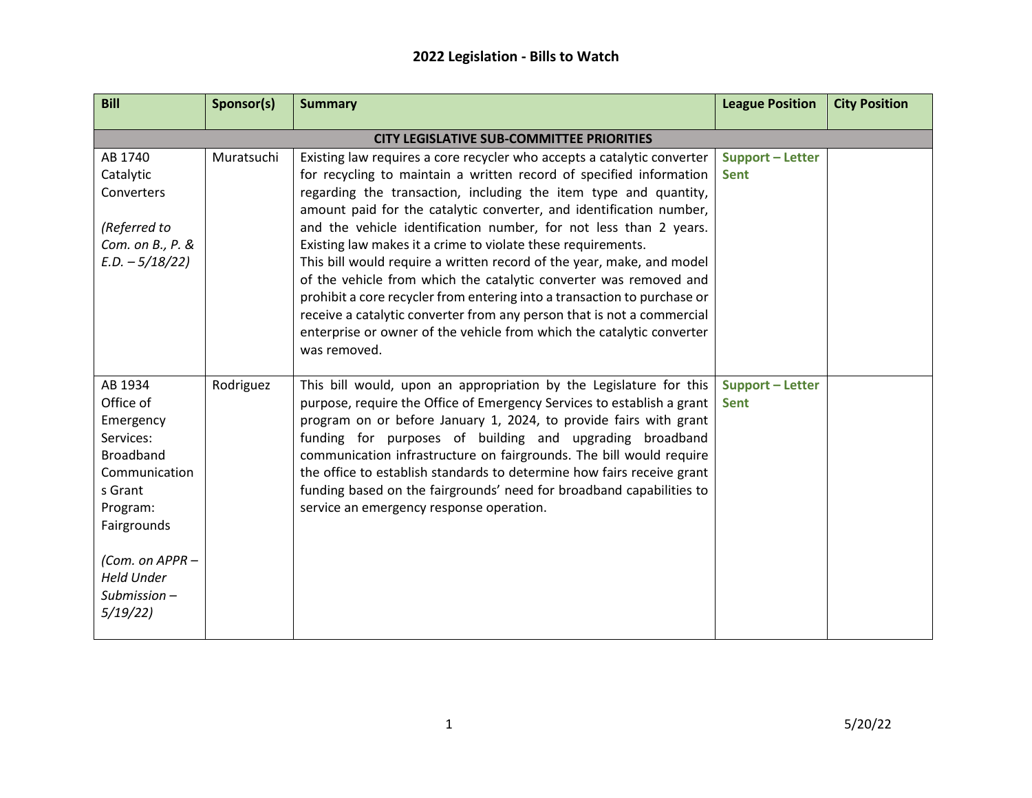# 2022 Legislation - Bills to Watch

| Bill | Sponsor(s) | Summary | League Position | City Position |
|---|---|---|---|---|
| **CITY LEGISLATIVE SUB-COMMITTEE PRIORITIES** | | | | |
| AB 1740 Catalytic Converters<br><br>*(Referred to Com. on B., P. & E.D. – 5/18/22)* | Muratsuchi | Existing law requires a core recycler who accepts a catalytic converter for recycling to maintain a written record of specified information regarding the transaction, including the item type and quantity, amount paid for the catalytic converter, and identification number, and the vehicle identification number, for not less than 2 years. Existing law makes it a crime to violate these requirements.<br>This bill would require a written record of the year, make, and model of the vehicle from which the catalytic converter was removed and prohibit a core recycler from entering into a transaction to purchase or receive a catalytic converter from any person that is not a commercial enterprise or owner of the vehicle from which the catalytic converter was removed. | **Support – Letter Sent** | |
| AB 1934 Office of Emergency Services: Broadband Communications Grant Program: Fairgrounds<br><br>*(Com. on APPR – Held Under Submission – 5/19/22)* | Rodriguez | This bill would, upon an appropriation by the Legislature for this purpose, require the Office of Emergency Services to establish a grant program on or before January 1, 2024, to provide fairs with grant funding for purposes of building and upgrading broadband communication infrastructure on fairgrounds. The bill would require the office to establish standards to determine how fairs receive grant funding based on the fairgrounds' need for broadband capabilities to service an emergency response operation. | **Support – Letter Sent** | |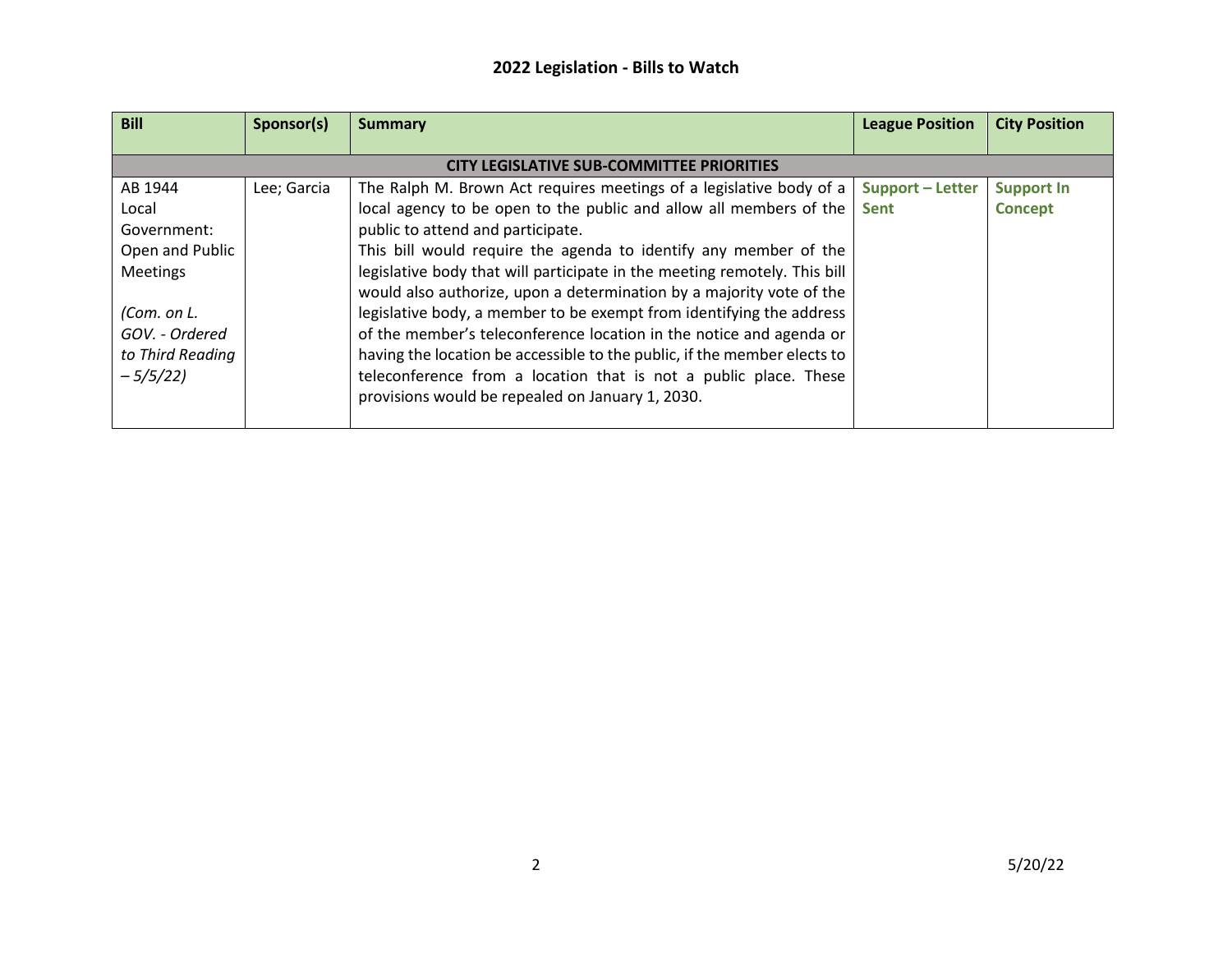## 2022 Legislation - Bills to Watch

| Bill | Sponsor(s) | Summary | League Position | City Position |
|---|---|---|---|---|
| **CITY LEGISLATIVE SUB-COMMITTEE PRIORITIES** | | | | |
| AB 1944 Local Government: Open and Public Meetings<br><br>*(Com. on L. GOV. - Ordered to Third Reading – 5/5/22)* | Lee; Garcia | The Ralph M. Brown Act requires meetings of a legislative body of a local agency to be open to the public and allow all members of the public to attend and participate.<br>This bill would require the agenda to identify any member of the legislative body that will participate in the meeting remotely. This bill would also authorize, upon a determination by a majority vote of the legislative body, a member to be exempt from identifying the address of the member's teleconference location in the notice and agenda or having the location be accessible to the public, if the member elects to teleconference from a location that is not a public place. These provisions would be repealed on January 1, 2030. | **Support – Letter Sent** | **Support In Concept** |

5/20/22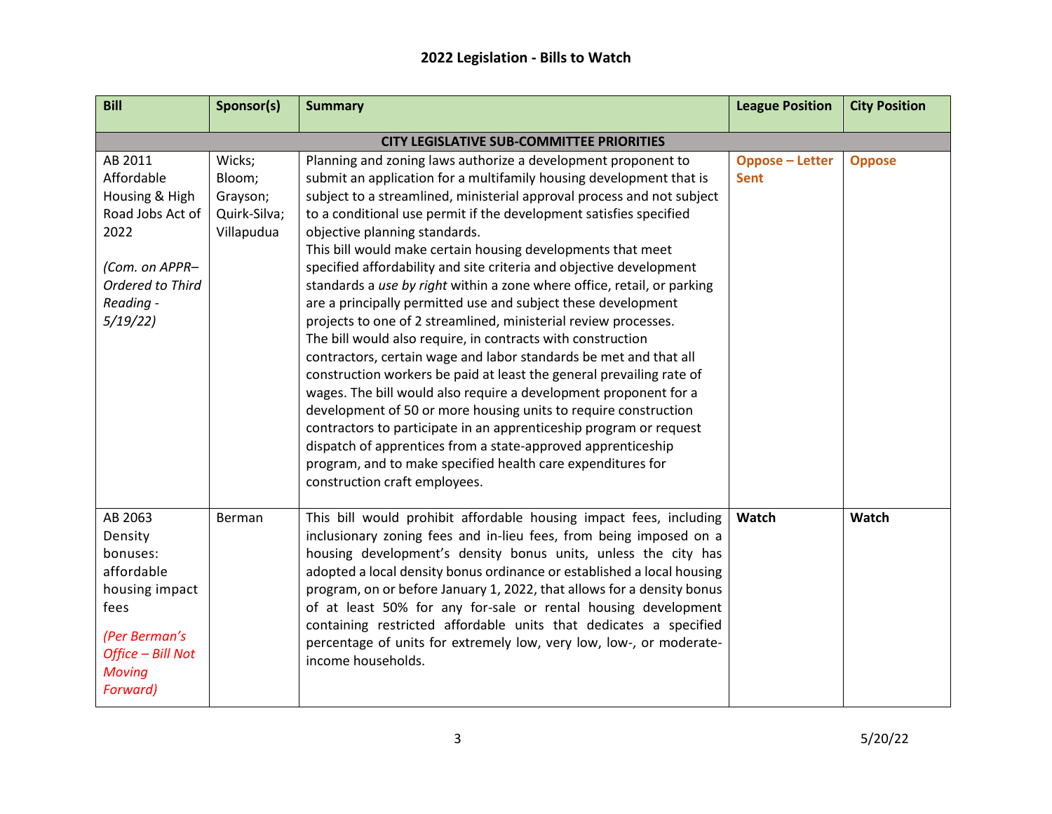## 2022 Legislation - Bills to Watch

| Bill | Sponsor(s) | Summary | League Position | City Position |
|---|---|---|---|---|
| **CITY LEGISLATIVE SUB-COMMITTEE PRIORITIES** | | | | |
| AB 2011 Affordable Housing & High Road Jobs Act of 2022<br><br>*(Com. on APPR– Ordered to Third Reading - 5/19/22)* | Wicks; Bloom; Grayson; Quirk-Silva; Villapudua | Planning and zoning laws authorize a development proponent to submit an application for a multifamily housing development that is subject to a streamlined, ministerial approval process and not subject to a conditional use permit if the development satisfies specified objective planning standards.<br>This bill would make certain housing developments that meet specified affordability and site criteria and objective development standards a *use by right* within a zone where office, retail, or parking are a principally permitted use and subject these development projects to one of 2 streamlined, ministerial review processes.<br>The bill would also require, in contracts with construction contractors, certain wage and labor standards be met and that all construction workers be paid at least the general prevailing rate of wages. The bill would also require a development proponent for a development of 50 or more housing units to require construction contractors to participate in an apprenticeship program or request dispatch of apprentices from a state-approved apprenticeship program, and to make specified health care expenditures for construction craft employees. | **Oppose – Letter Sent** | **Oppose** |
| AB 2063 Density bonuses: affordable housing impact fees<br><br>*(Per Berman's Office – Bill Not Moving Forward)* | Berman | This bill would prohibit affordable housing impact fees, including inclusionary zoning fees and in-lieu fees, from being imposed on a housing development's density bonus units, unless the city has adopted a local density bonus ordinance or established a local housing program, on or before January 1, 2022, that allows for a density bonus of at least 50% for any for-sale or rental housing development containing restricted affordable units that dedicates a specified percentage of units for extremely low, very low, low-, or moderate-income households. | **Watch** | **Watch** |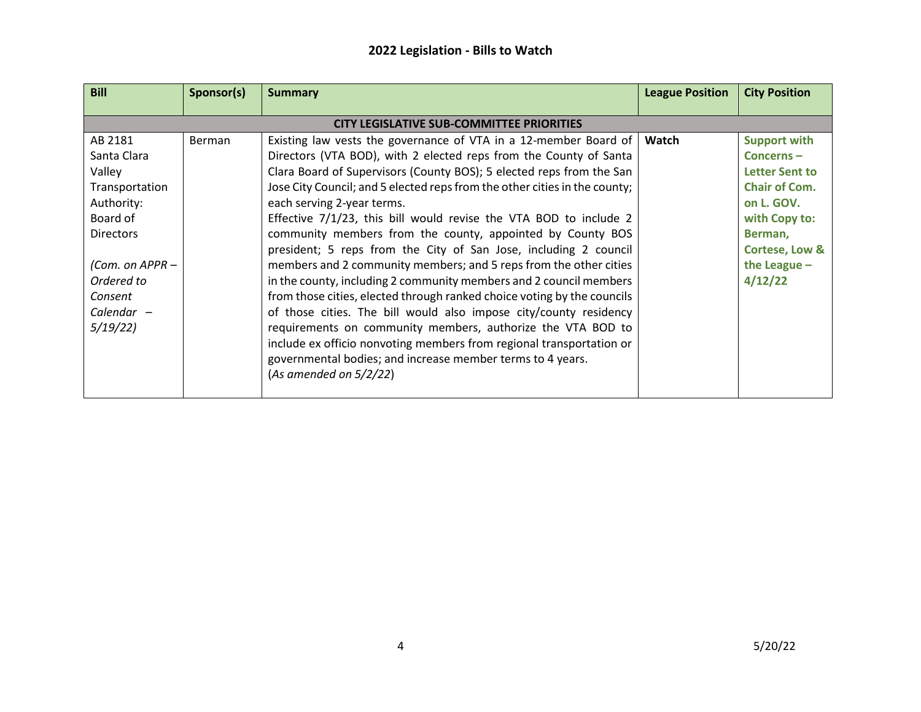## 2022 Legislation - Bills to Watch

| Bill | Sponsor(s) | Summary | League Position | City Position |
|---|---|---|---|---|
| **CITY LEGISLATIVE SUB-COMMITTEE PRIORITIES** | | | | |
| AB 2181 Santa Clara Valley Transportation Authority: Board of Directors<br><br>*(Com. on APPR – Ordered to Consent Calendar – 5/19/22)* | Berman | Existing law vests the governance of VTA in a 12-member Board of Directors (VTA BOD), with 2 elected reps from the County of Santa Clara Board of Supervisors (County BOS); 5 elected reps from the San Jose City Council; and 5 elected reps from the other cities in the county; each serving 2-year terms.<br>Effective 7/1/23, this bill would revise the VTA BOD to include 2 community members from the county, appointed by County BOS president; 5 reps from the City of San Jose, including 2 council members and 2 community members; and 5 reps from the other cities in the county, including 2 community members and 2 council members from those cities, elected through ranked choice voting by the councils of those cities. The bill would also impose city/county residency requirements on community members, authorize the VTA BOD to include ex officio nonvoting members from regional transportation or governmental bodies; and increase member terms to 4 years.<br>(*As amended on 5/2/22*) | **Watch** | **Support with Concerns – Letter Sent to Chair of Com. on L. GOV. with Copy to: Berman, Cortese, Low & the League – 4/12/22** |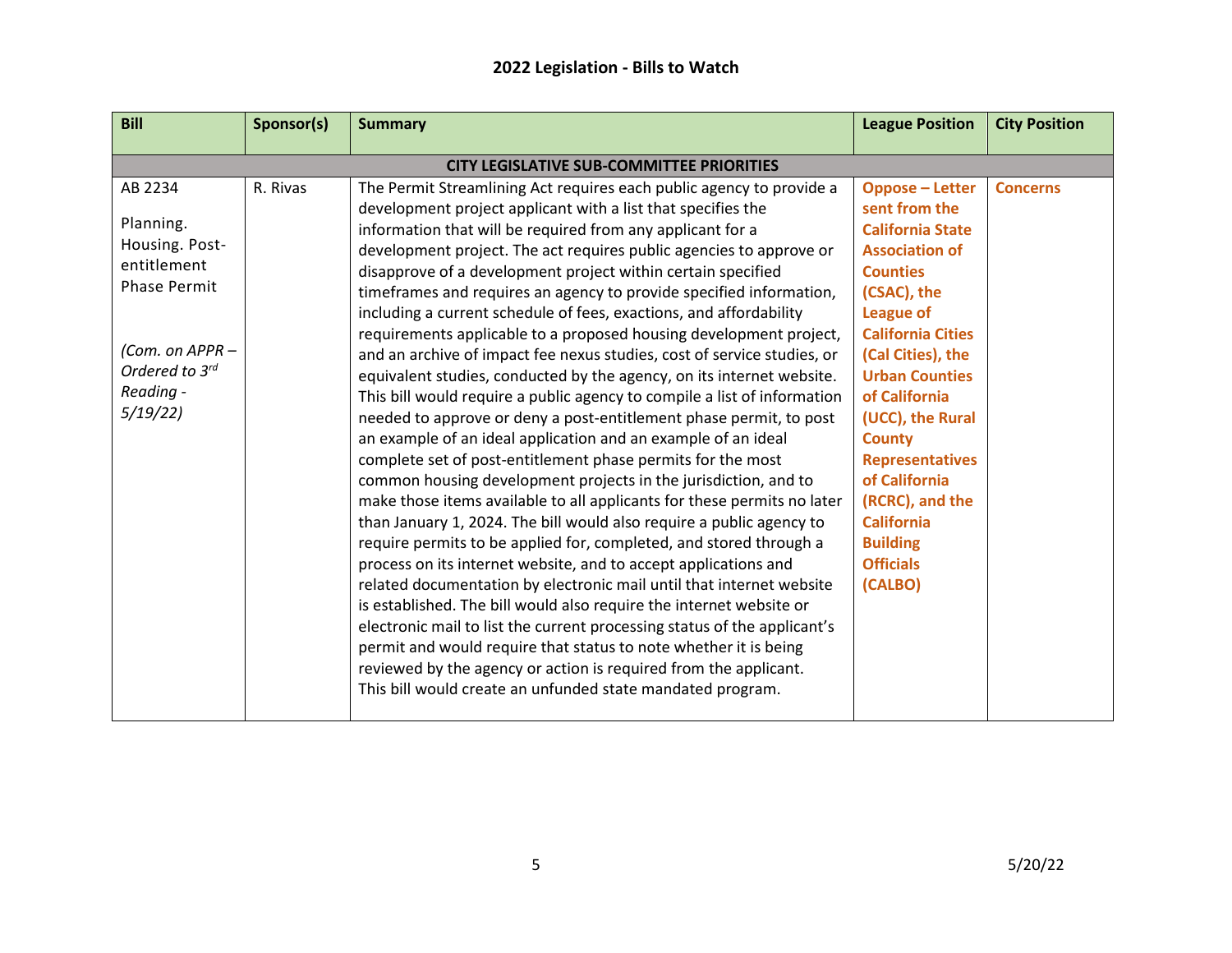## 2022 Legislation - Bills to Watch

| Bill | Sponsor(s) | Summary | League Position | City Position |
|---|---|---|---|---|
| **CITY LEGISLATIVE SUB-COMMITTEE PRIORITIES** | | | | |
| AB 2234<br><br>Planning. Housing. Post-entitlement Phase Permit<br><br>*(Com. on APPR – Ordered to 3rd Reading - 5/19/22)* | R. Rivas | The Permit Streamlining Act requires each public agency to provide a development project applicant with a list that specifies the information that will be required from any applicant for a development project. The act requires public agencies to approve or disapprove of a development project within certain specified timeframes and requires an agency to provide specified information, including a current schedule of fees, exactions, and affordability requirements applicable to a proposed housing development project, and an archive of impact fee nexus studies, cost of service studies, or equivalent studies, conducted by the agency, on its internet website. This bill would require a public agency to compile a list of information needed to approve or deny a post-entitlement phase permit, to post an example of an ideal application and an example of an ideal complete set of post-entitlement phase permits for the most common housing development projects in the jurisdiction, and to make those items available to all applicants for these permits no later than January 1, 2024. The bill would also require a public agency to require permits to be applied for, completed, and stored through a process on its internet website, and to accept applications and related documentation by electronic mail until that internet website is established. The bill would also require the internet website or electronic mail to list the current processing status of the applicant's permit and would require that status to note whether it is being reviewed by the agency or action is required from the applicant. This bill would create an unfunded state mandated program. | **Oppose – Letter sent from the California State Association of Counties (CSAC), the League of California Cities (Cal Cities), the Urban Counties of California (UCC), the Rural County Representatives of California (RCRC), and the California Building Officials (CALBO)** | **Concerns** |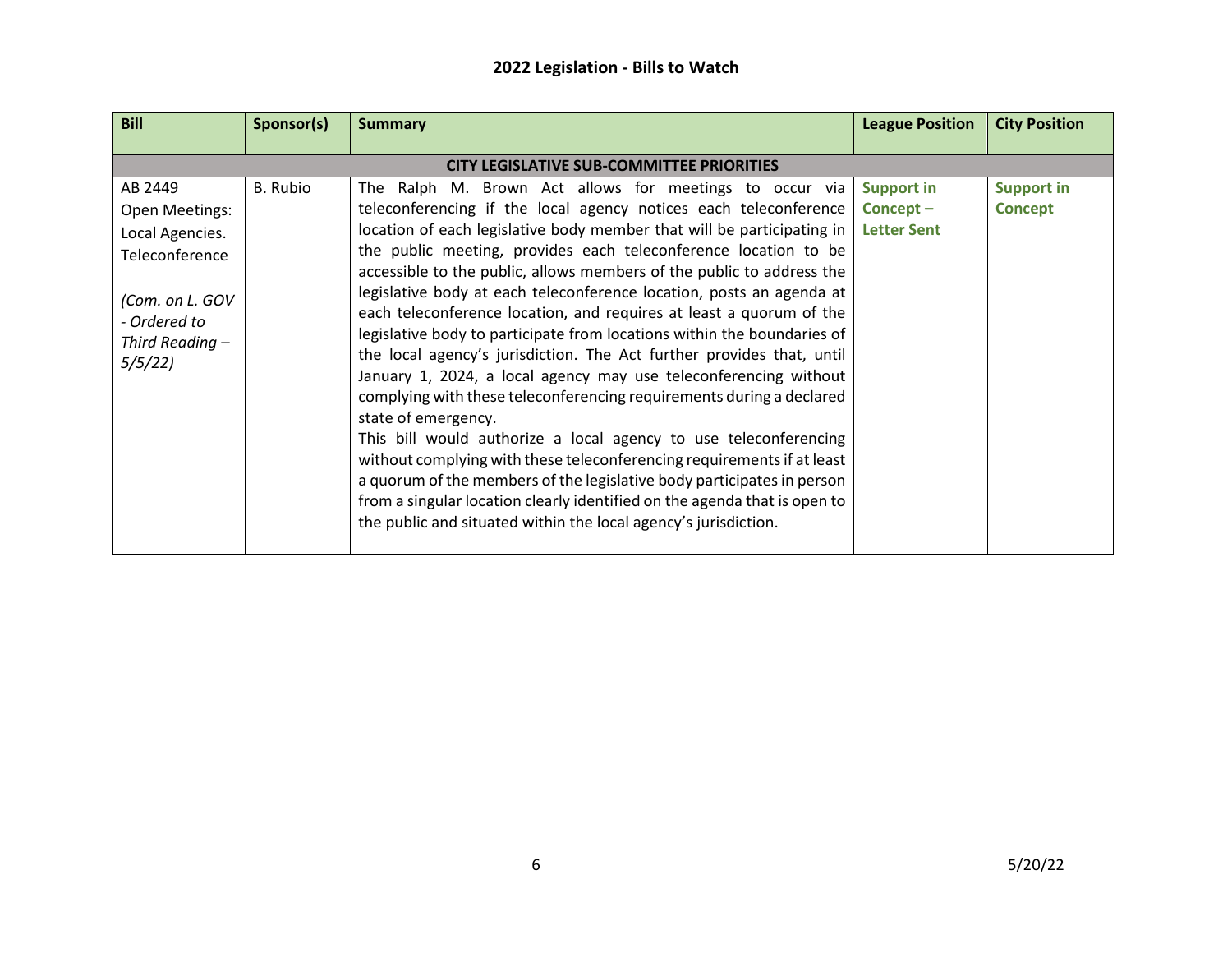## 2022 Legislation - Bills to Watch

| Bill | Sponsor(s) | Summary | League Position | City Position |
|---|---|---|---|---|
| **CITY LEGISLATIVE SUB-COMMITTEE PRIORITIES** | | | | |
| AB 2449 Open Meetings: Local Agencies. Teleconference<br><br>*(Com. on L. GOV - Ordered to Third Reading – 5/5/22)* | B. Rubio | The Ralph M. Brown Act allows for meetings to occur via teleconferencing if the local agency notices each teleconference location of each legislative body member that will be participating in the public meeting, provides each teleconference location to be accessible to the public, allows members of the public to address the legislative body at each teleconference location, posts an agenda at each teleconference location, and requires at least a quorum of the legislative body to participate from locations within the boundaries of the local agency's jurisdiction. The Act further provides that, until January 1, 2024, a local agency may use teleconferencing without complying with these teleconferencing requirements during a declared state of emergency.<br>This bill would authorize a local agency to use teleconferencing without complying with these teleconferencing requirements if at least a quorum of the members of the legislative body participates in person from a singular location clearly identified on the agenda that is open to the public and situated within the local agency's jurisdiction. | **Support in Concept – Letter Sent** | **Support in Concept** |

5/20/22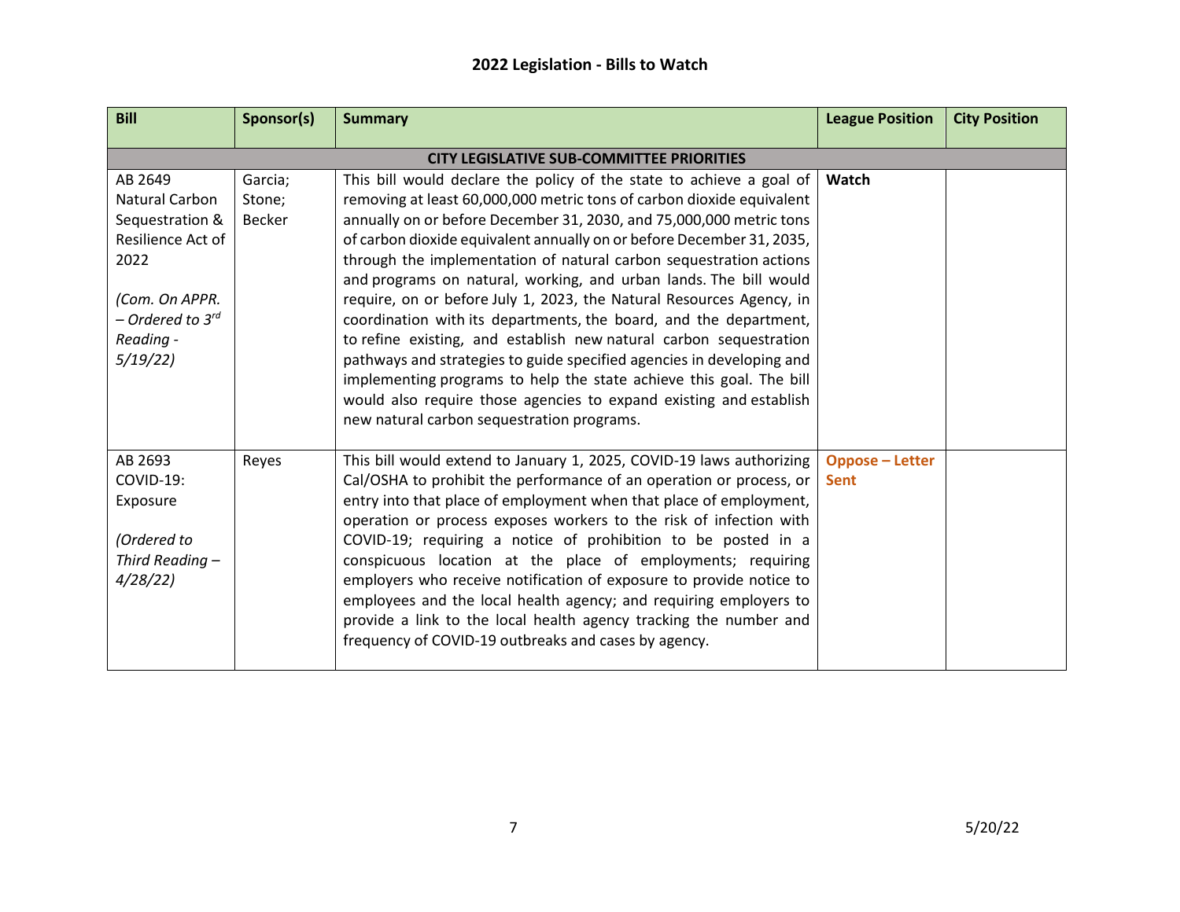## 2022 Legislation - Bills to Watch

| Bill | Sponsor(s) | Summary | League Position | City Position |
|---|---|---|---|---|
| **CITY LEGISLATIVE SUB-COMMITTEE PRIORITIES** | | | | |
| AB 2649 Natural Carbon Sequestration & Resilience Act of 2022<br><br>*(Com. On APPR. – Ordered to 3rd Reading - 5/19/22)* | Garcia; Stone; Becker | This bill would declare the policy of the state to achieve a goal of removing at least 60,000,000 metric tons of carbon dioxide equivalent annually on or before December 31, 2030, and 75,000,000 metric tons of carbon dioxide equivalent annually on or before December 31, 2035, through the implementation of natural carbon sequestration actions and programs on natural, working, and urban lands. The bill would require, on or before July 1, 2023, the Natural Resources Agency, in coordination with its departments, the board, and the department, to refine existing, and establish new natural carbon sequestration pathways and strategies to guide specified agencies in developing and implementing programs to help the state achieve this goal. The bill would also require those agencies to expand existing and establish new natural carbon sequestration programs. | **Watch** | |
| AB 2693 COVID-19: Exposure<br><br>*(Ordered to Third Reading – 4/28/22)* | Reyes | This bill would extend to January 1, 2025, COVID-19 laws authorizing Cal/OSHA to prohibit the performance of an operation or process, or entry into that place of employment when that place of employment, operation or process exposes workers to the risk of infection with COVID-19; requiring a notice of prohibition to be posted in a conspicuous location at the place of employments; requiring employers who receive notification of exposure to provide notice to employees and the local health agency; and requiring employers to provide a link to the local health agency tracking the number and frequency of COVID-19 outbreaks and cases by agency. | **Oppose – Letter Sent** | |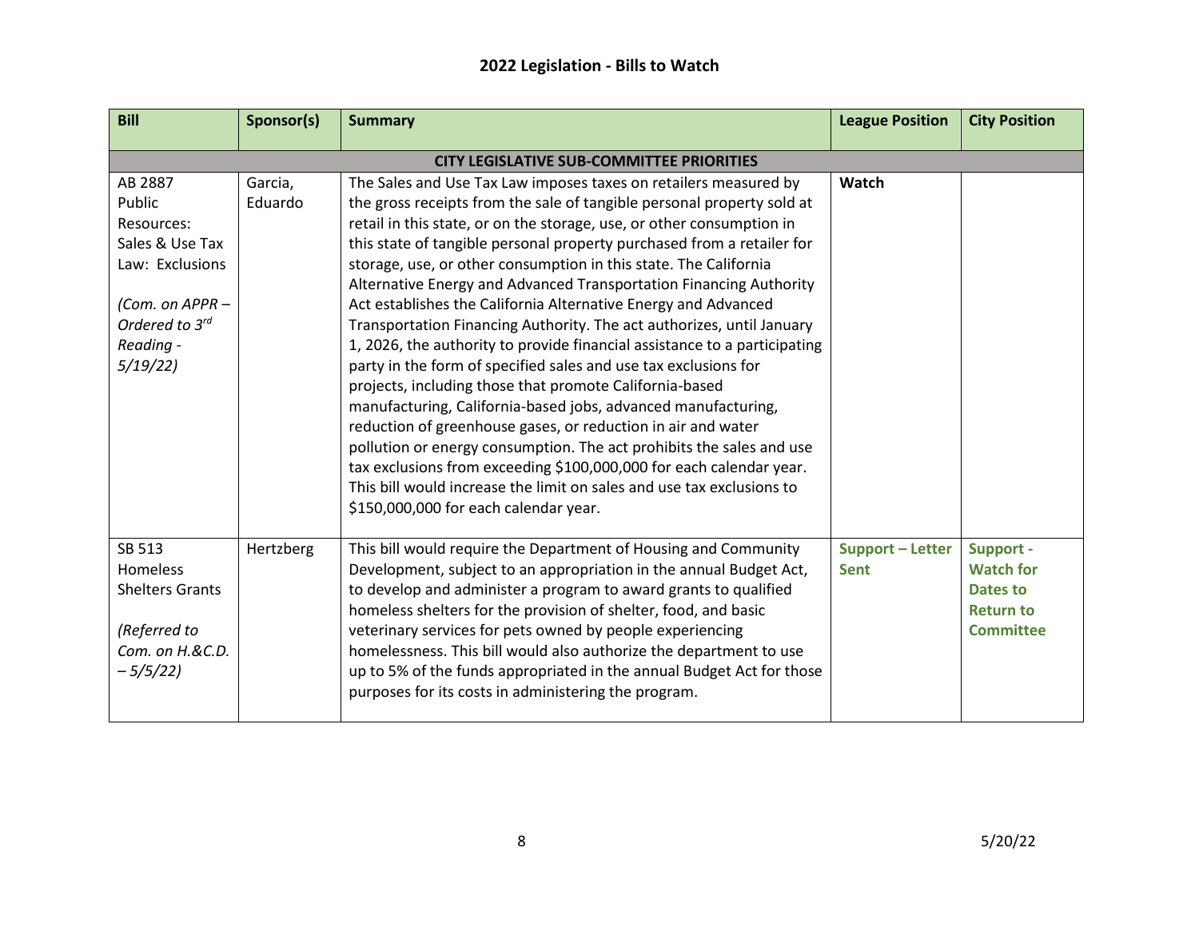## 2022 Legislation - Bills to Watch

| Bill | Sponsor(s) | Summary | League Position | City Position |
|---|---|---|---|---|
| **CITY LEGISLATIVE SUB-COMMITTEE PRIORITIES** | | | | |
| AB 2887 Public Resources: Sales & Use Tax Law: Exclusions *(Com. on APPR – Ordered to 3rd Reading - 5/19/22)* | Garcia, Eduardo | The Sales and Use Tax Law imposes taxes on retailers measured by the gross receipts from the sale of tangible personal property sold at retail in this state, or on the storage, use, or other consumption in this state of tangible personal property purchased from a retailer for storage, use, or other consumption in this state. The California Alternative Energy and Advanced Transportation Financing Authority Act establishes the California Alternative Energy and Advanced Transportation Financing Authority. The act authorizes, until January 1, 2026, the authority to provide financial assistance to a participating party in the form of specified sales and use tax exclusions for projects, including those that promote California-based manufacturing, California-based jobs, advanced manufacturing, reduction of greenhouse gases, or reduction in air and water pollution or energy consumption. The act prohibits the sales and use tax exclusions from exceeding $100,000,000 for each calendar year. This bill would increase the limit on sales and use tax exclusions to $150,000,000 for each calendar year. | **Watch** | |
| SB 513 Homeless Shelters Grants *(Referred to Com. on H.&C.D. – 5/5/22)* | Hertzberg | This bill would require the Department of Housing and Community Development, subject to an appropriation in the annual Budget Act, to develop and administer a program to award grants to qualified homeless shelters for the provision of shelter, food, and basic veterinary services for pets owned by people experiencing homelessness. This bill would also authorize the department to use up to 5% of the funds appropriated in the annual Budget Act for those purposes for its costs in administering the program. | **Support – Letter Sent** | **Support - Watch for Dates to Return to Committee** |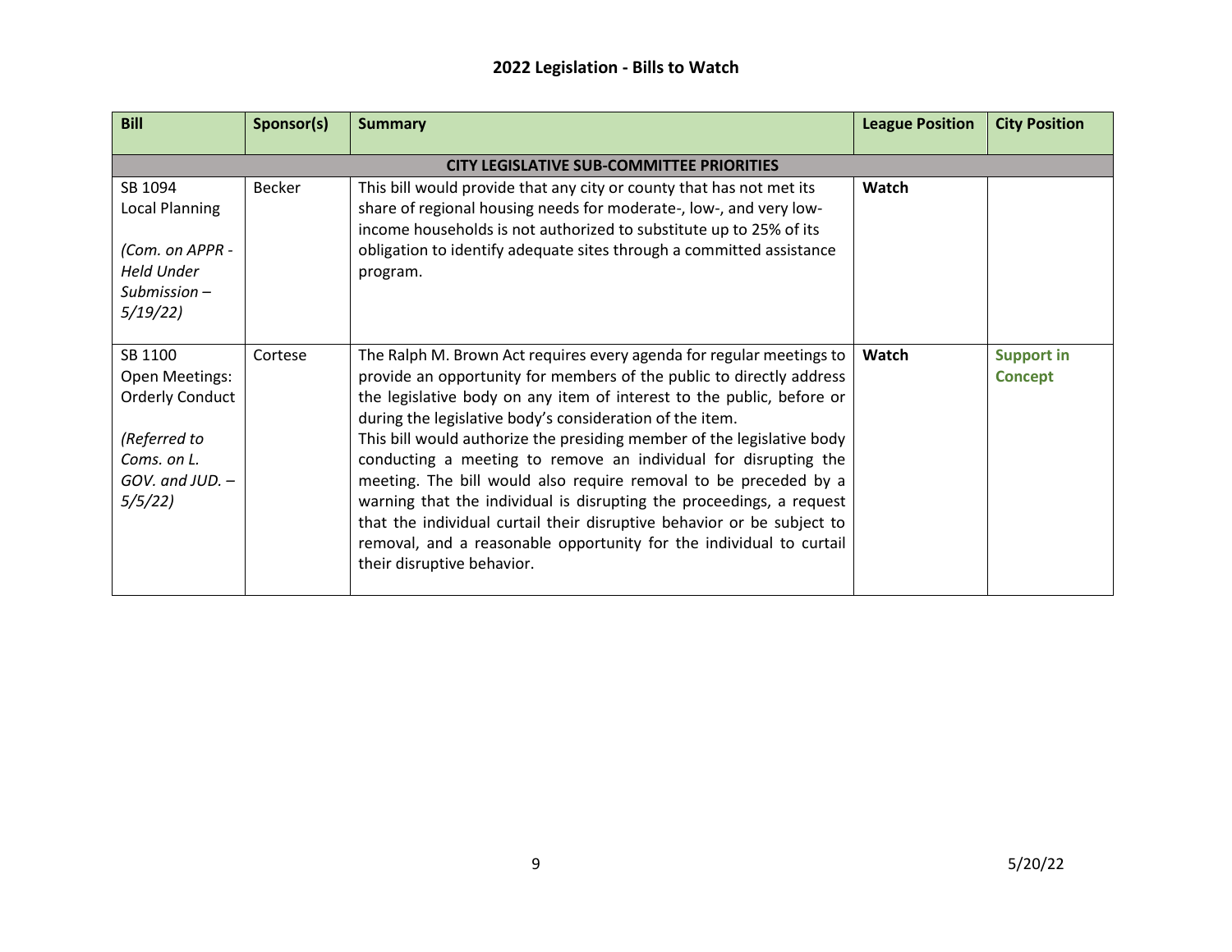## 2022 Legislation - Bills to Watch

| Bill | Sponsor(s) | Summary | League Position | City Position |
|---|---|---|---|---|
| **CITY LEGISLATIVE SUB-COMMITTEE PRIORITIES** | | | | |
| SB 1094 Local Planning *(Com. on APPR - Held Under Submission – 5/19/22)* | Becker | This bill would provide that any city or county that has not met its share of regional housing needs for moderate-, low-, and very low-income households is not authorized to substitute up to 25% of its obligation to identify adequate sites through a committed assistance program. | **Watch** | |
| SB 1100 Open Meetings: Orderly Conduct *(Referred to Coms. on L. GOV. and JUD. – 5/5/22)* | Cortese | The Ralph M. Brown Act requires every agenda for regular meetings to provide an opportunity for members of the public to directly address the legislative body on any item of interest to the public, before or during the legislative body's consideration of the item. This bill would authorize the presiding member of the legislative body conducting a meeting to remove an individual for disrupting the meeting. The bill would also require removal to be preceded by a warning that the individual is disrupting the proceedings, a request that the individual curtail their disruptive behavior or be subject to removal, and a reasonable opportunity for the individual to curtail their disruptive behavior. | **Watch** | **Support in Concept** |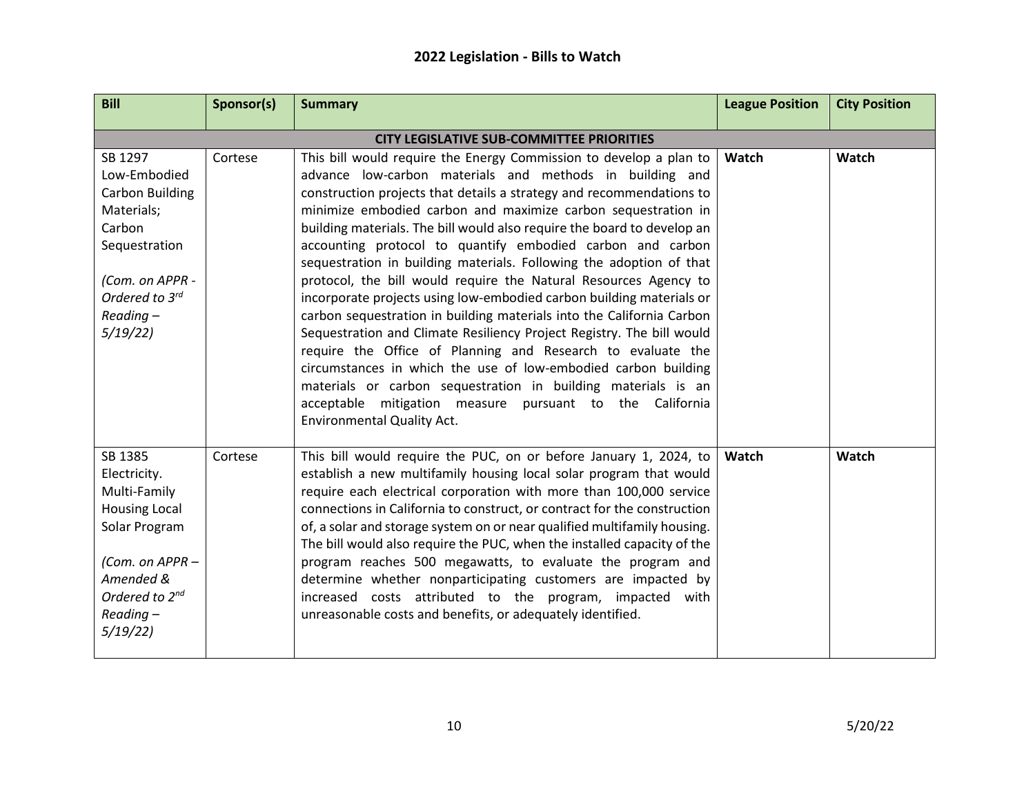## 2022 Legislation - Bills to Watch

| Bill | Sponsor(s) | Summary | League Position | City Position |
|---|---|---|---|---|
| **CITY LEGISLATIVE SUB-COMMITTEE PRIORITIES** | | | | |
| SB 1297 Low-Embodied Carbon Building Materials; Carbon Sequestration *(Com. on APPR - Ordered to 3rd Reading – 5/19/22)* | Cortese | This bill would require the Energy Commission to develop a plan to advance low-carbon materials and methods in building and construction projects that details a strategy and recommendations to minimize embodied carbon and maximize carbon sequestration in building materials. The bill would also require the board to develop an accounting protocol to quantify embodied carbon and carbon sequestration in building materials. Following the adoption of that protocol, the bill would require the Natural Resources Agency to incorporate projects using low-embodied carbon building materials or carbon sequestration in building materials into the California Carbon Sequestration and Climate Resiliency Project Registry. The bill would require the Office of Planning and Research to evaluate the circumstances in which the use of low-embodied carbon building materials or carbon sequestration in building materials is an acceptable mitigation measure pursuant to the California Environmental Quality Act. | **Watch** | **Watch** |
| SB 1385 Electricity. Multi-Family Housing Local Solar Program *(Com. on APPR – Amended & Ordered to 2nd Reading – 5/19/22)* | Cortese | This bill would require the PUC, on or before January 1, 2024, to establish a new multifamily housing local solar program that would require each electrical corporation with more than 100,000 service connections in California to construct, or contract for the construction of, a solar and storage system on or near qualified multifamily housing. The bill would also require the PUC, when the installed capacity of the program reaches 500 megawatts, to evaluate the program and determine whether nonparticipating customers are impacted by increased costs attributed to the program, impacted with unreasonable costs and benefits, or adequately identified. | **Watch** | **Watch** |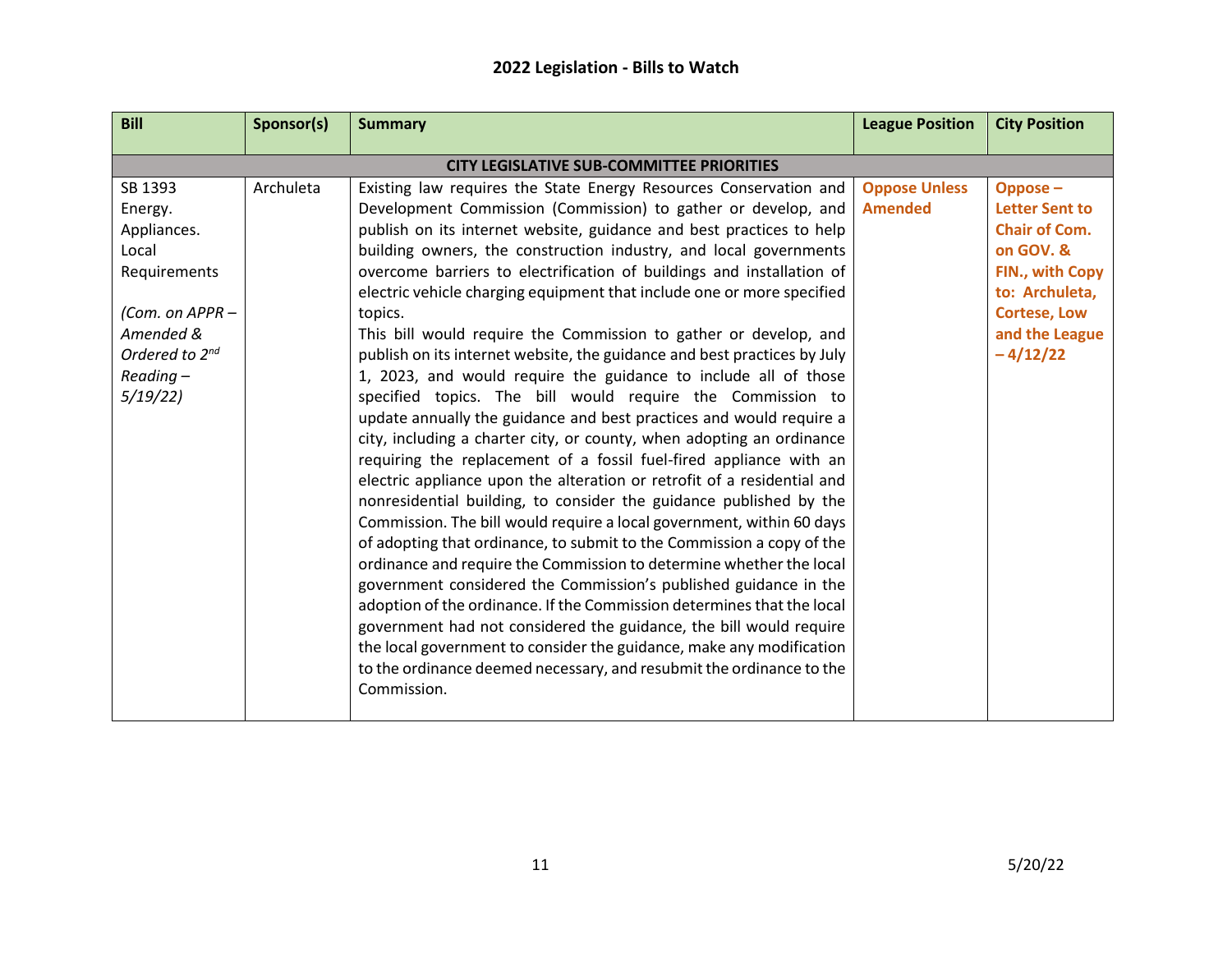## 2022 Legislation - Bills to Watch

| Bill | Sponsor(s) | Summary | League Position | City Position |
|---|---|---|---|---|
| **CITY LEGISLATIVE SUB-COMMITTEE PRIORITIES** | | | | |
| SB 1393 Energy. Appliances. Local Requirements *(Com. on APPR – Amended & Ordered to 2nd Reading – 5/19/22)* | Archuleta | Existing law requires the State Energy Resources Conservation and Development Commission (Commission) to gather or develop, and publish on its internet website, guidance and best practices to help building owners, the construction industry, and local governments overcome barriers to electrification of buildings and installation of electric vehicle charging equipment that include one or more specified topics. This bill would require the Commission to gather or develop, and publish on its internet website, the guidance and best practices by July 1, 2023, and would require the guidance to include all of those specified topics. The bill would require the Commission to update annually the guidance and best practices and would require a city, including a charter city, or county, when adopting an ordinance requiring the replacement of a fossil fuel-fired appliance with an electric appliance upon the alteration or retrofit of a residential and nonresidential building, to consider the guidance published by the Commission. The bill would require a local government, within 60 days of adopting that ordinance, to submit to the Commission a copy of the ordinance and require the Commission to determine whether the local government considered the Commission's published guidance in the adoption of the ordinance. If the Commission determines that the local government had not considered the guidance, the bill would require the local government to consider the guidance, make any modification to the ordinance deemed necessary, and resubmit the ordinance to the Commission. | **Oppose Unless Amended** | **Oppose – Letter Sent to Chair of Com. on GOV. & FIN., with Copy to: Archuleta, Cortese, Low and the League – 4/12/22** |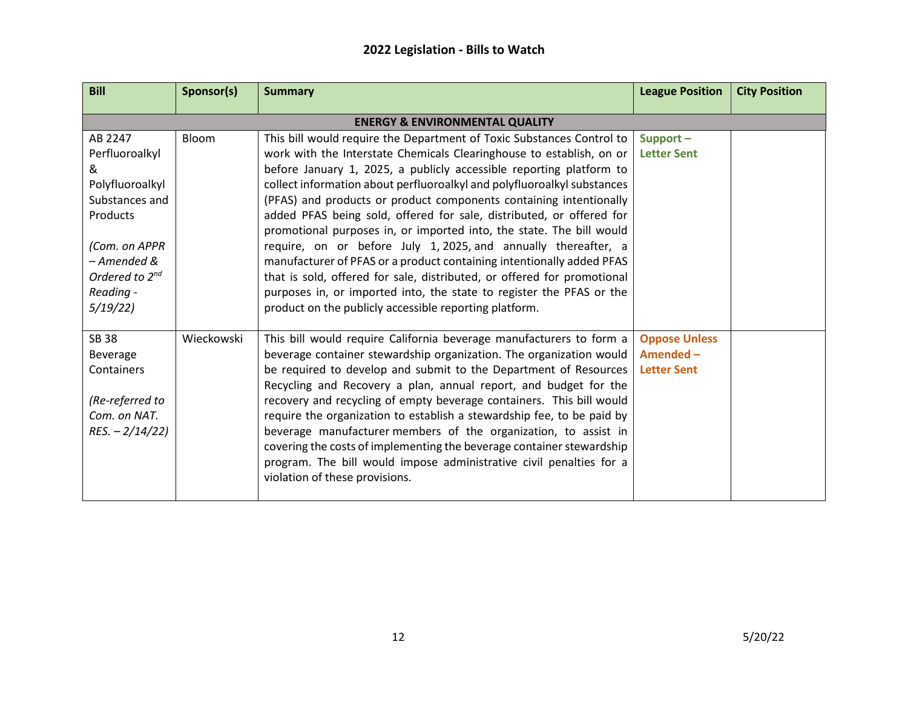## 2022 Legislation - Bills to Watch

| Bill | Sponsor(s) | Summary | League Position | City Position |
|---|---|---|---|---|
| **ENERGY & ENVIRONMENTAL QUALITY** | | | | |
| AB 2247 Perfluoroalkyl & Polyfluoroalkyl Substances and Products<br><br>*(Com. on APPR – Amended & Ordered to 2nd Reading - 5/19/22)* | Bloom | This bill would require the Department of Toxic Substances Control to work with the Interstate Chemicals Clearinghouse to establish, on or before January 1, 2025, a publicly accessible reporting platform to collect information about perfluoroalkyl and polyfluoroalkyl substances (PFAS) and products or product components containing intentionally added PFAS being sold, offered for sale, distributed, or offered for promotional purposes in, or imported into, the state. The bill would require, on or before July 1, 2025, and annually thereafter, a manufacturer of PFAS or a product containing intentionally added PFAS that is sold, offered for sale, distributed, or offered for promotional purposes in, or imported into, the state to register the PFAS or the product on the publicly accessible reporting platform. | **Support – Letter Sent** | |
| SB 38 Beverage Containers<br><br>*(Re-referred to Com. on NAT. RES. – 2/14/22)* | Wieckowski | This bill would require California beverage manufacturers to form a beverage container stewardship organization. The organization would be required to develop and submit to the Department of Resources Recycling and Recovery a plan, annual report, and budget for the recovery and recycling of empty beverage containers. This bill would require the organization to establish a stewardship fee, to be paid by beverage manufacturer members of the organization, to assist in covering the costs of implementing the beverage container stewardship program. The bill would impose administrative civil penalties for a violation of these provisions. | **Oppose Unless Amended – Letter Sent** | |

5/20/22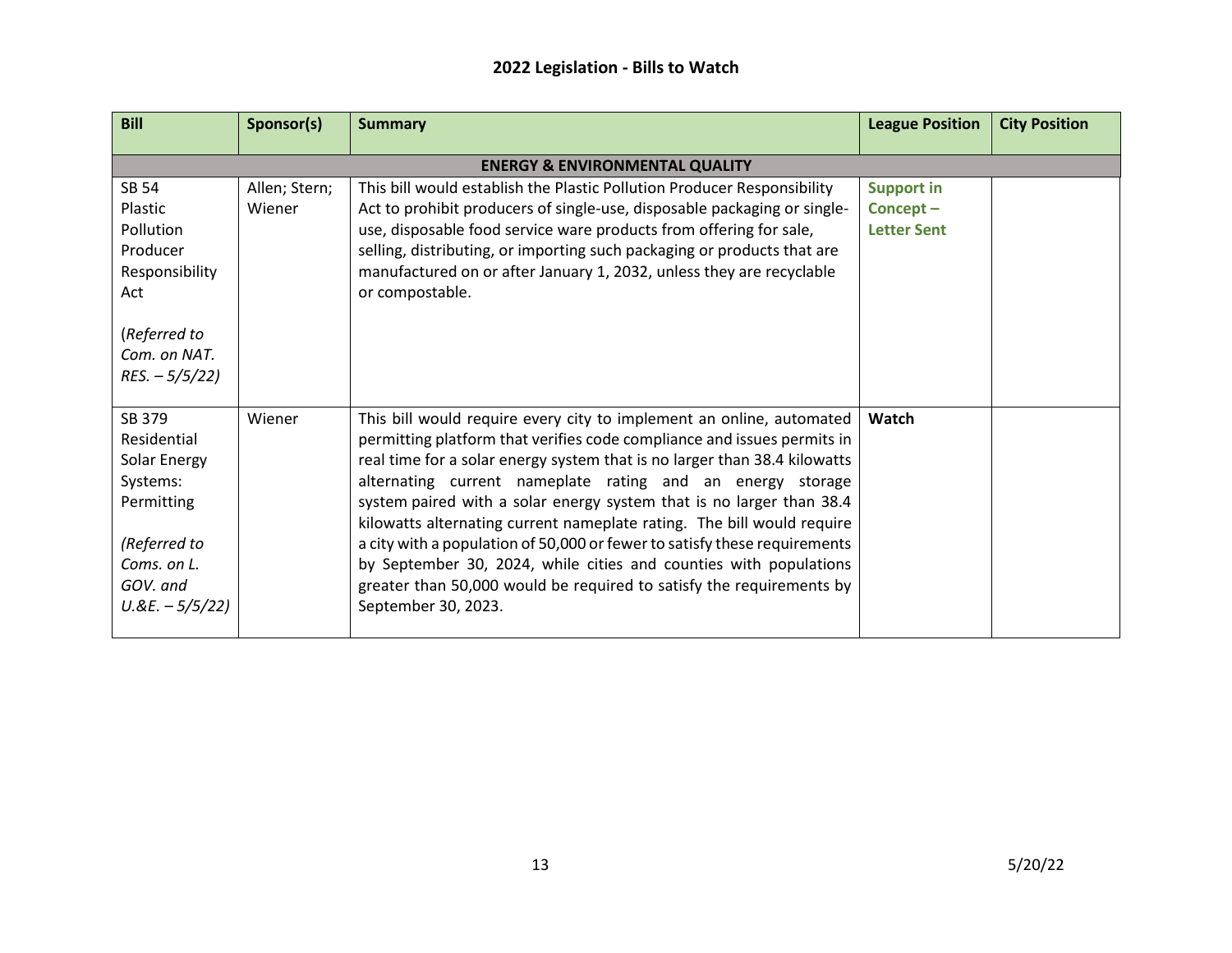## 2022 Legislation - Bills to Watch

| Bill | Sponsor(s) | Summary | League Position | City Position |
|---|---|---|---|---|
| **ENERGY & ENVIRONMENTAL QUALITY** | | | | |
| SB 54 Plastic Pollution Producer Responsibility Act<br><br>(*Referred to Com. on NAT. RES. – 5/5/22)* | Allen; Stern; Wiener | This bill would establish the Plastic Pollution Producer Responsibility Act to prohibit producers of single-use, disposable packaging or single-use, disposable food service ware products from offering for sale, selling, distributing, or importing such packaging or products that are manufactured on or after January 1, 2032, unless they are recyclable or compostable. | **Support in Concept – Letter Sent** | |
| SB 379 Residential Solar Energy Systems: Permitting<br><br>*(Referred to Coms. on L. GOV. and U.&E. – 5/5/22)* | Wiener | This bill would require every city to implement an online, automated permitting platform that verifies code compliance and issues permits in real time for a solar energy system that is no larger than 38.4 kilowatts alternating current nameplate rating and an energy storage system paired with a solar energy system that is no larger than 38.4 kilowatts alternating current nameplate rating. The bill would require a city with a population of 50,000 or fewer to satisfy these requirements by September 30, 2024, while cities and counties with populations greater than 50,000 would be required to satisfy the requirements by September 30, 2023. | **Watch** | |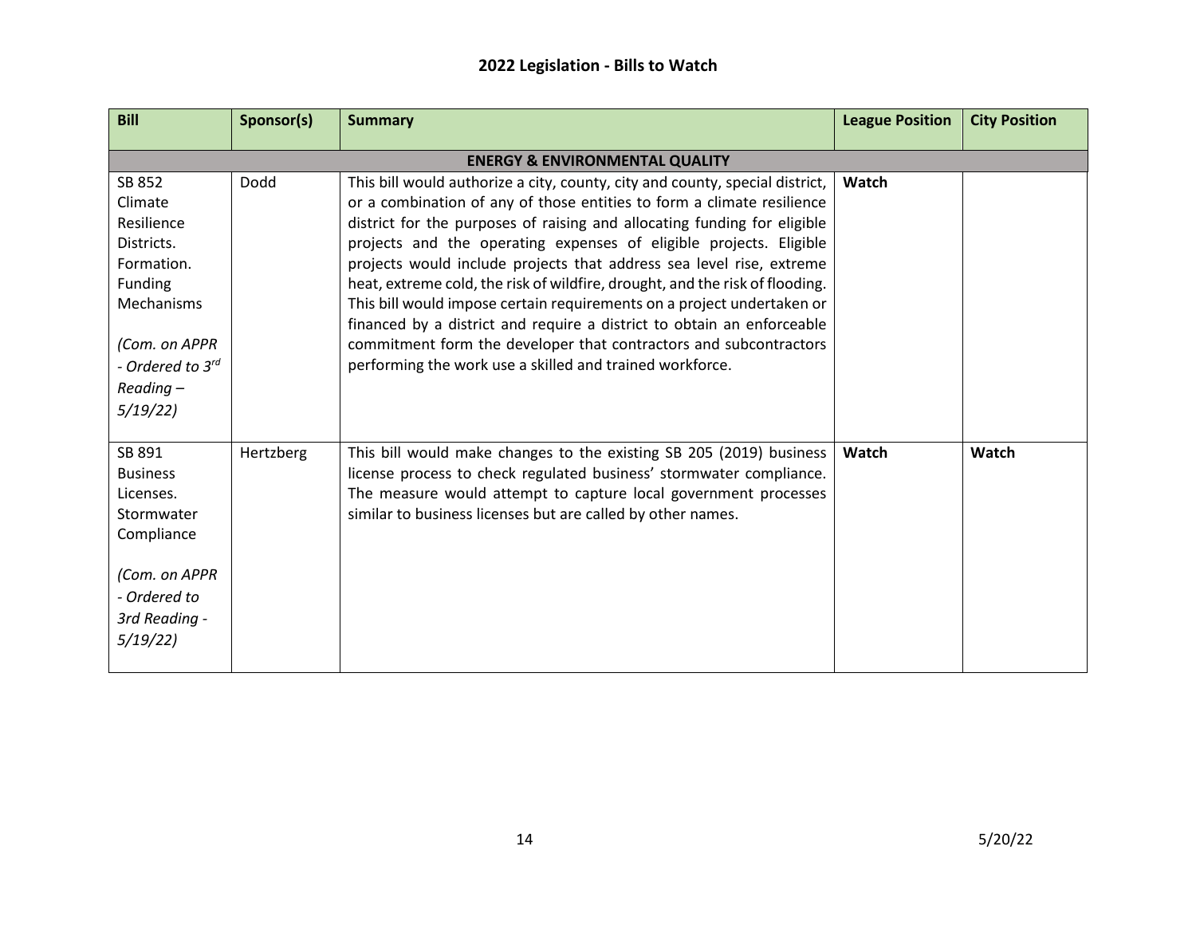## 2022 Legislation - Bills to Watch

| Bill | Sponsor(s) | Summary | League Position | City Position |
|---|---|---|---|---|
| **ENERGY & ENVIRONMENTAL QUALITY** | | | | |
| SB 852 Climate Resilience Districts. Formation. Funding Mechanisms<br><br>*(Com. on APPR - Ordered to 3rd Reading – 5/19/22)* | Dodd | This bill would authorize a city, county, city and county, special district, or a combination of any of those entities to form a climate resilience district for the purposes of raising and allocating funding for eligible projects and the operating expenses of eligible projects. Eligible projects would include projects that address sea level rise, extreme heat, extreme cold, the risk of wildfire, drought, and the risk of flooding. This bill would impose certain requirements on a project undertaken or financed by a district and require a district to obtain an enforceable commitment form the developer that contractors and subcontractors performing the work use a skilled and trained workforce. | **Watch** | |
| SB 891 Business Licenses. Stormwater Compliance<br><br>*(Com. on APPR - Ordered to 3rd Reading - 5/19/22)* | Hertzberg | This bill would make changes to the existing SB 205 (2019) business license process to check regulated business' stormwater compliance. The measure would attempt to capture local government processes similar to business licenses but are called by other names. | **Watch** | **Watch** |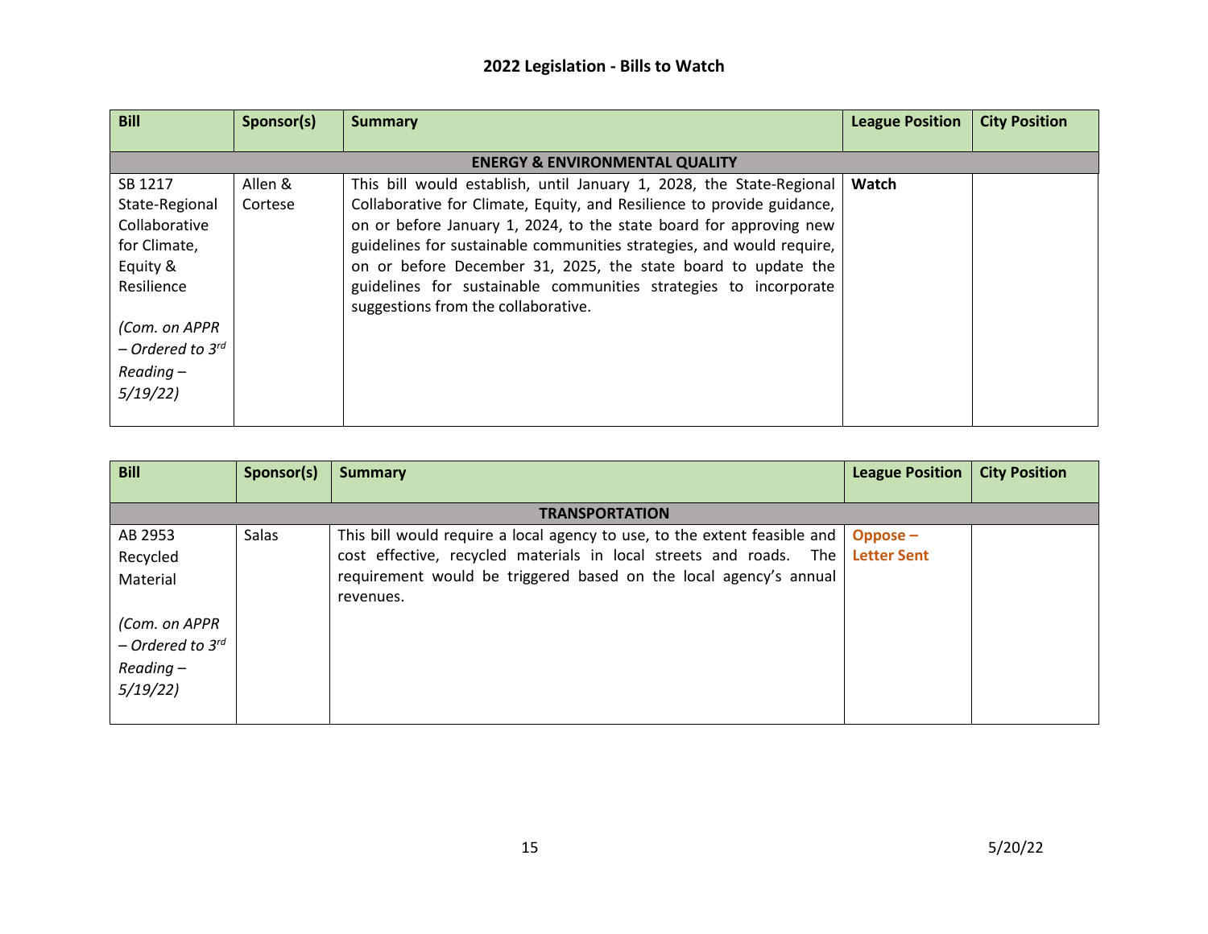## 2022 Legislation - Bills to Watch

| Bill | Sponsor(s) | Summary | League Position | City Position |
|---|---|---|---|---|
| **ENERGY & ENVIRONMENTAL QUALITY** | | | | |
| SB 1217 State-Regional Collaborative for Climate, Equity & Resilience *(Com. on APPR – Ordered to 3rd Reading – 5/19/22)* | Allen & Cortese | This bill would establish, until January 1, 2028, the State-Regional Collaborative for Climate, Equity, and Resilience to provide guidance, on or before January 1, 2024, to the state board for approving new guidelines for sustainable communities strategies, and would require, on or before December 31, 2025, the state board to update the guidelines for sustainable communities strategies to incorporate suggestions from the collaborative. | **Watch** | |

| Bill | Sponsor(s) | Summary | League Position | City Position |
|---|---|---|---|---|
| **TRANSPORTATION** | | | | |
| AB 2953 Recycled Material *(Com. on APPR – Ordered to 3rd Reading – 5/19/22)* | Salas | This bill would require a local agency to use, to the extent feasible and cost effective, recycled materials in local streets and roads. The requirement would be triggered based on the local agency's annual revenues. | **Oppose – Letter Sent** | |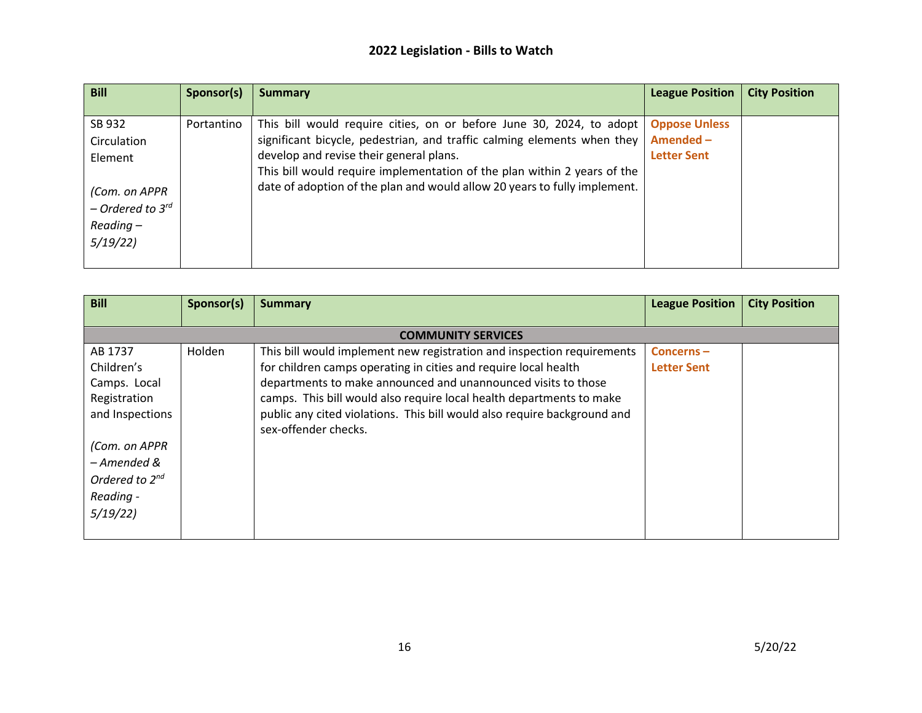## 2022 Legislation - Bills to Watch

| Bill | Sponsor(s) | Summary | League Position | City Position |
|---|---|---|---|---|
| SB 932 Circulation Element<br><br>*(Com. on APPR – Ordered to 3rd Reading – 5/19/22)* | Portantino | This bill would require cities, on or before June 30, 2024, to adopt significant bicycle, pedestrian, and traffic calming elements when they develop and revise their general plans.<br>This bill would require implementation of the plan within 2 years of the date of adoption of the plan and would allow 20 years to fully implement. | **Oppose Unless Amended – Letter Sent** | |

| Bill | Sponsor(s) | Summary | League Position | City Position |
|---|---|---|---|---|
| | | **COMMUNITY SERVICES** | | |
| AB 1737 Children's Camps. Local Registration and Inspections<br><br>*(Com. on APPR – Amended & Ordered to 2nd Reading - 5/19/22)* | Holden | This bill would implement new registration and inspection requirements for children camps operating in cities and require local health departments to make announced and unannounced visits to those camps. This bill would also require local health departments to make public any cited violations. This bill would also require background and sex-offender checks. | **Concerns – Letter Sent** | |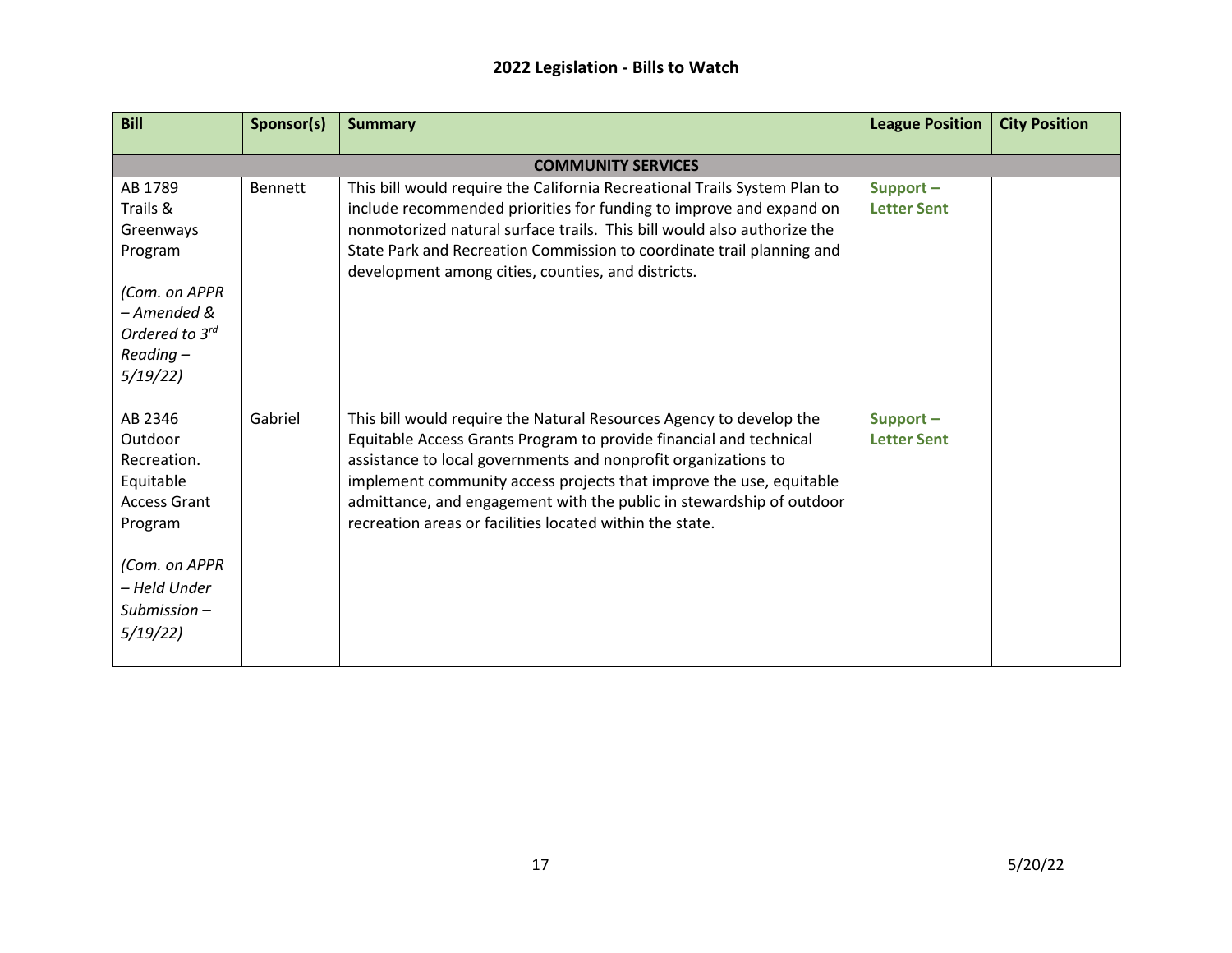## 2022 Legislation - Bills to Watch

| Bill | Sponsor(s) | Summary | League Position | City Position |
|---|---|---|---|---|
| **COMMUNITY SERVICES** | | | | |
| AB 1789 Trails & Greenways Program *(Com. on APPR – Amended & Ordered to 3rd Reading – 5/19/22)* | Bennett | This bill would require the California Recreational Trails System Plan to include recommended priorities for funding to improve and expand on nonmotorized natural surface trails. This bill would also authorize the State Park and Recreation Commission to coordinate trail planning and development among cities, counties, and districts. | **Support – Letter Sent** | |
| AB 2346 Outdoor Recreation. Equitable Access Grant Program *(Com. on APPR – Held Under Submission – 5/19/22)* | Gabriel | This bill would require the Natural Resources Agency to develop the Equitable Access Grants Program to provide financial and technical assistance to local governments and nonprofit organizations to implement community access projects that improve the use, equitable admittance, and engagement with the public in stewardship of outdoor recreation areas or facilities located within the state. | **Support – Letter Sent** | |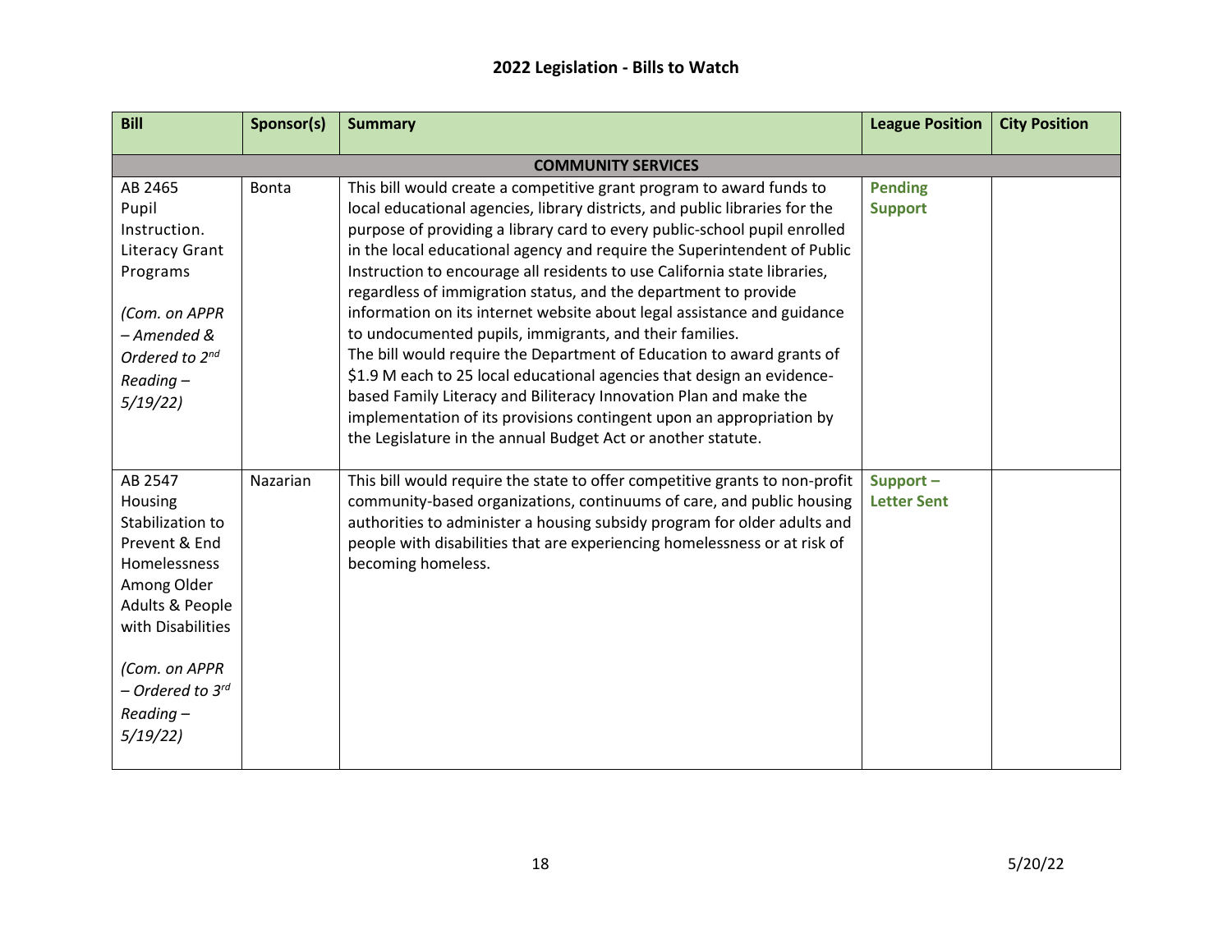## 2022 Legislation - Bills to Watch

| Bill | Sponsor(s) | Summary | League Position | City Position |
| --- | --- | --- | --- | --- |
| **COMMUNITY SERVICES** | | | | |
| AB 2465 Pupil Instruction. Literacy Grant Programs<br><br>*(Com. on APPR – Amended & Ordered to 2nd Reading – 5/19/22)* | Bonta | This bill would create a competitive grant program to award funds to local educational agencies, library districts, and public libraries for the purpose of providing a library card to every public-school pupil enrolled in the local educational agency and require the Superintendent of Public Instruction to encourage all residents to use California state libraries, regardless of immigration status, and the department to provide information on its internet website about legal assistance and guidance to undocumented pupils, immigrants, and their families.<br>The bill would require the Department of Education to award grants of $1.9 M each to 25 local educational agencies that design an evidence-based Family Literacy and Biliteracy Innovation Plan and make the implementation of its provisions contingent upon an appropriation by the Legislature in the annual Budget Act or another statute. | **Pending Support** | |
| AB 2547 Housing Stabilization to Prevent & End Homelessness Among Older Adults & People with Disabilities<br><br>*(Com. on APPR – Ordered to 3rd Reading – 5/19/22)* | Nazarian | This bill would require the state to offer competitive grants to non-profit community-based organizations, continuums of care, and public housing authorities to administer a housing subsidy program for older adults and people with disabilities that are experiencing homelessness or at risk of becoming homeless. | **Support – Letter Sent** | |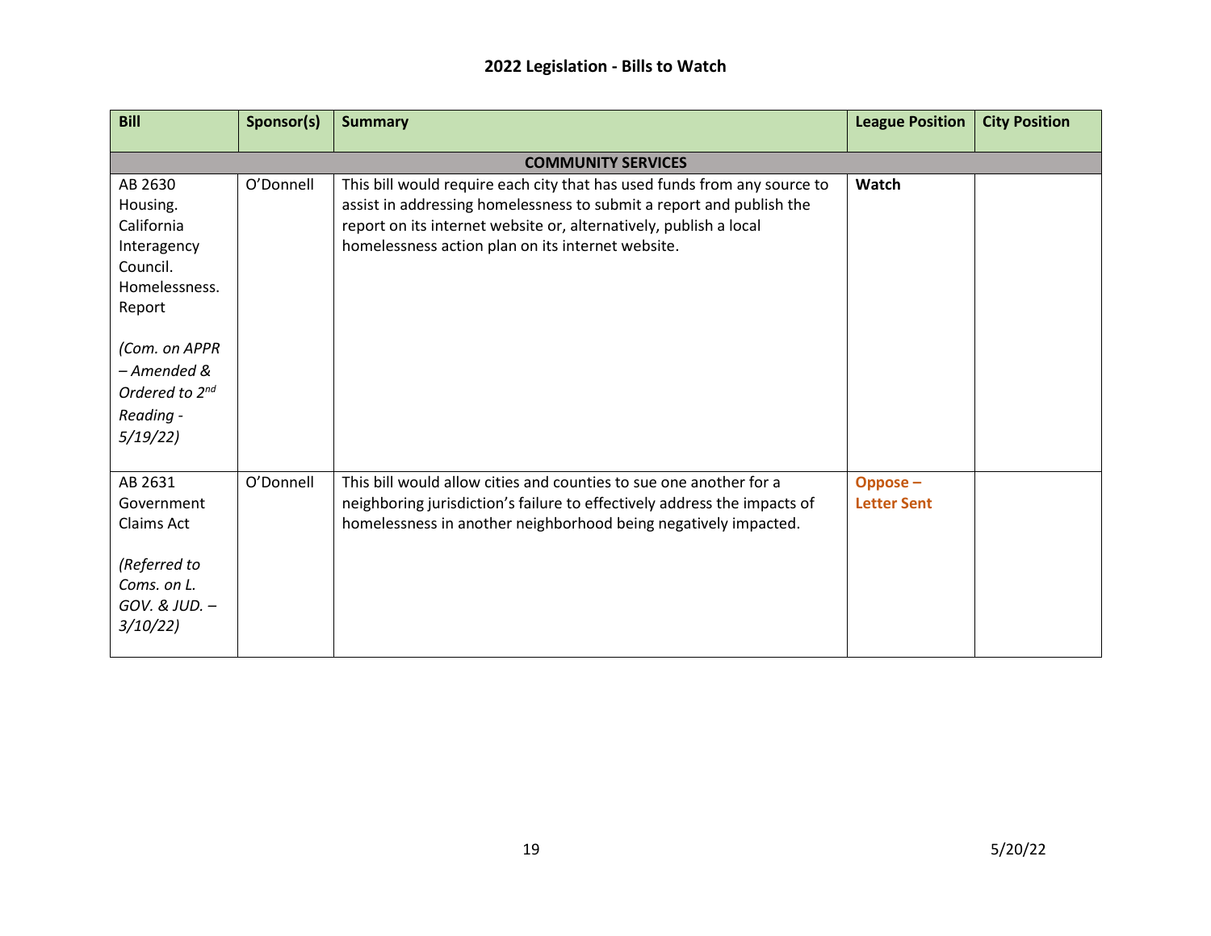## 2022 Legislation - Bills to Watch

| Bill | Sponsor(s) | Summary | League Position | City Position |
|---|---|---|---|---|
| **COMMUNITY SERVICES** | | | | |
| AB 2630 Housing. California Interagency Council. Homelessness. Report<br><br>*(Com. on APPR – Amended & Ordered to 2nd Reading - 5/19/22)* | O'Donnell | This bill would require each city that has used funds from any source to assist in addressing homelessness to submit a report and publish the report on its internet website or, alternatively, publish a local homelessness action plan on its internet website. | **Watch** | |
| AB 2631 Government Claims Act<br><br>*(Referred to Coms. on L. GOV. & JUD. – 3/10/22)* | O'Donnell | This bill would allow cities and counties to sue one another for a neighboring jurisdiction's failure to effectively address the impacts of homelessness in another neighborhood being negatively impacted. | **Oppose – Letter Sent** | |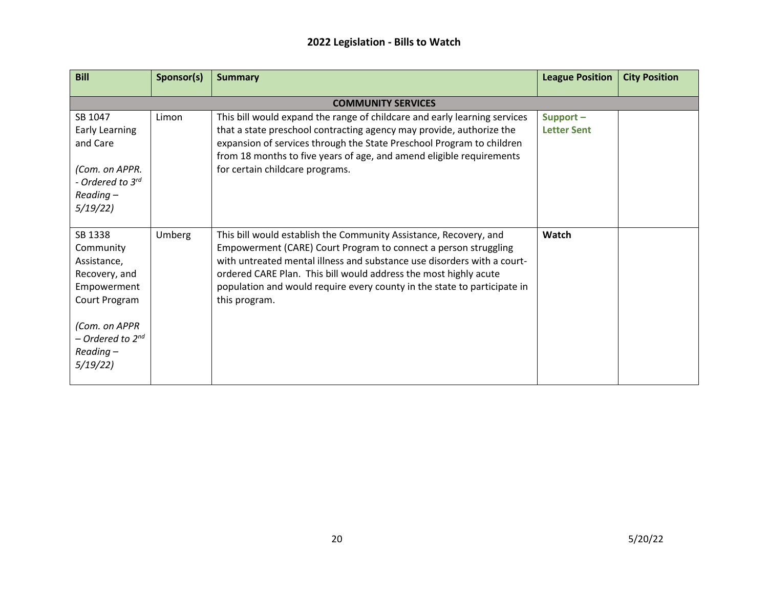## 2022 Legislation - Bills to Watch

| Bill | Sponsor(s) | Summary | League Position | City Position |
|---|---|---|---|---|
| **COMMUNITY SERVICES** | | | | |
| SB 1047 Early Learning and Care *(Com. on APPR. - Ordered to 3rd Reading – 5/19/22)* | Limon | This bill would expand the range of childcare and early learning services that a state preschool contracting agency may provide, authorize the expansion of services through the State Preschool Program to children from 18 months to five years of age, and amend eligible requirements for certain childcare programs. | **Support – Letter Sent** | |
| SB 1338 Community Assistance, Recovery, and Empowerment Court Program *(Com. on APPR – Ordered to 2nd Reading – 5/19/22)* | Umberg | This bill would establish the Community Assistance, Recovery, and Empowerment (CARE) Court Program to connect a person struggling with untreated mental illness and substance use disorders with a court-ordered CARE Plan. This bill would address the most highly acute population and would require every county in the state to participate in this program. | **Watch** | |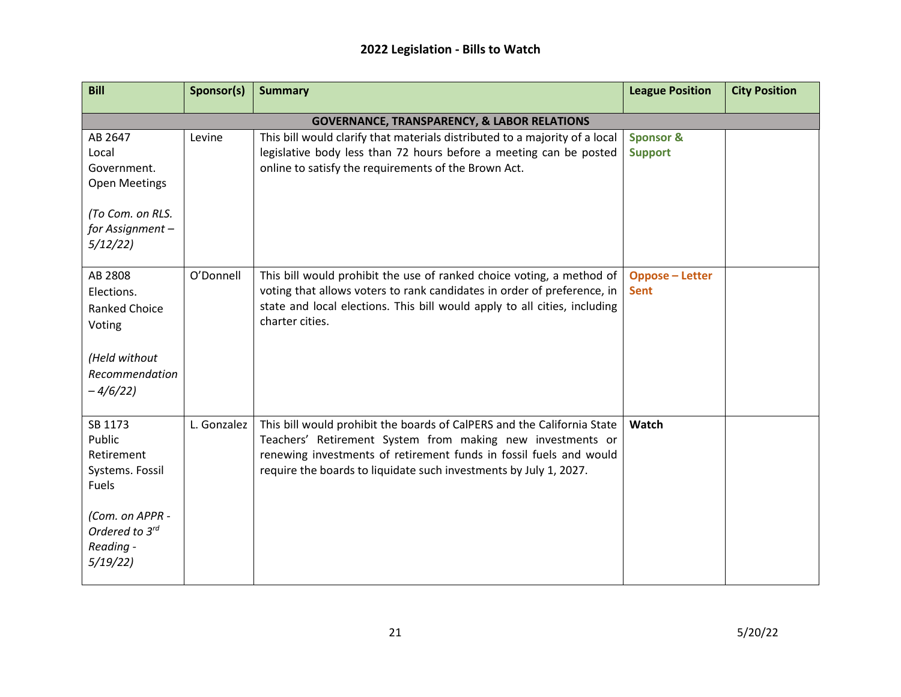## 2022 Legislation - Bills to Watch

| Bill | Sponsor(s) | Summary | League Position | City Position |
|---|---|---|---|---|
| **GOVERNANCE, TRANSPARENCY, & LABOR RELATIONS** | | | | |
| AB 2647 Local Government. Open Meetings *(To Com. on RLS. for Assignment – 5/12/22)* | Levine | This bill would clarify that materials distributed to a majority of a local legislative body less than 72 hours before a meeting can be posted online to satisfy the requirements of the Brown Act. | **Sponsor & Support** | |
| AB 2808 Elections. Ranked Choice Voting *(Held without Recommendation – 4/6/22)* | O'Donnell | This bill would prohibit the use of ranked choice voting, a method of voting that allows voters to rank candidates in order of preference, in state and local elections. This bill would apply to all cities, including charter cities. | **Oppose – Letter Sent** | |
| SB 1173 Public Retirement Systems. Fossil Fuels *(Com. on APPR - Ordered to 3rd Reading - 5/19/22)* | L. Gonzalez | This bill would prohibit the boards of CalPERS and the California State Teachers' Retirement System from making new investments or renewing investments of retirement funds in fossil fuels and would require the boards to liquidate such investments by July 1, 2027. | **Watch** | |

5/20/22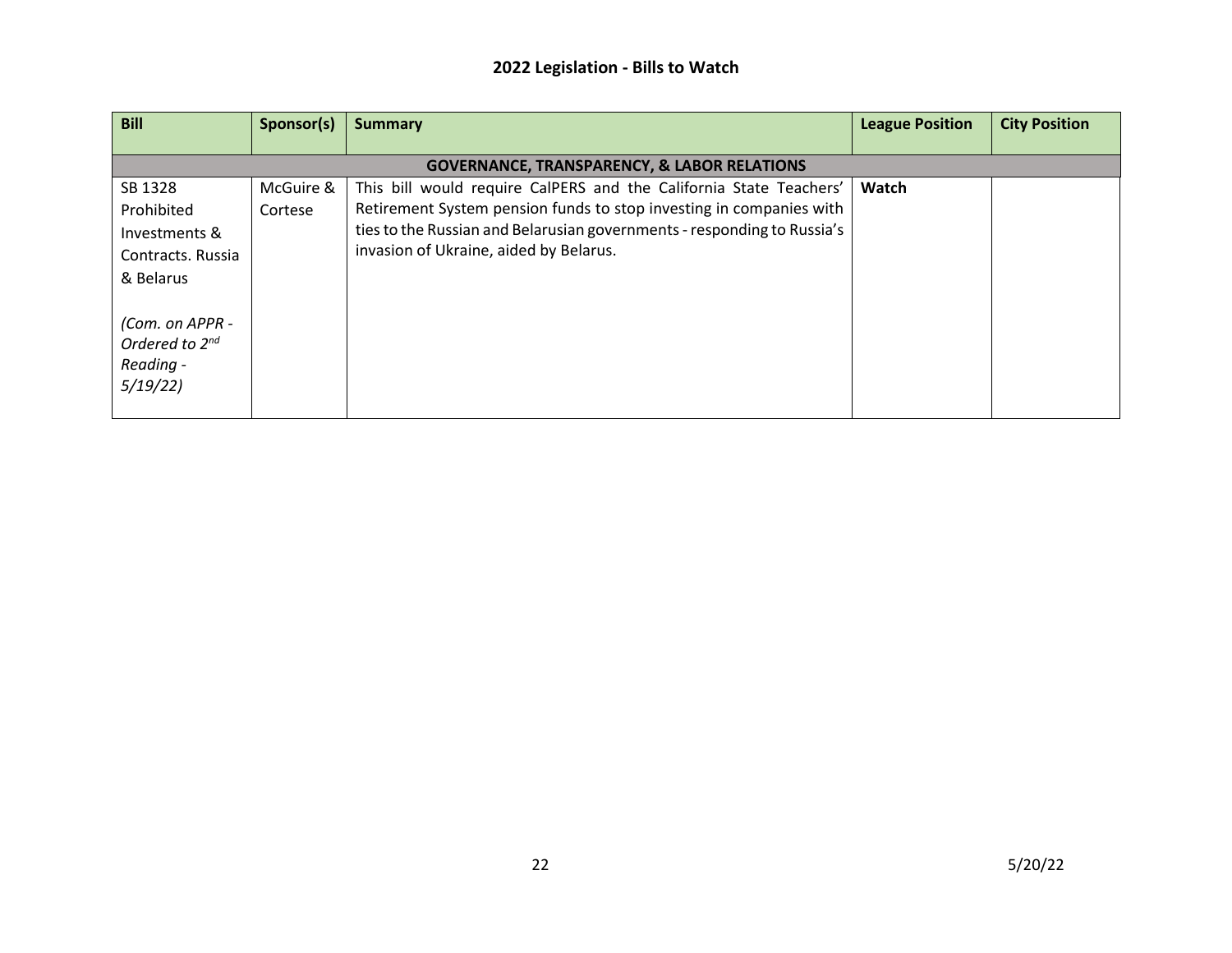## 2022 Legislation - Bills to Watch

| Bill | Sponsor(s) | Summary | League Position | City Position |
|---|---|---|---|---|
| **GOVERNANCE, TRANSPARENCY, & LABOR RELATIONS** | | | | |
| SB 1328 Prohibited Investments & Contracts. Russia & Belarus<br><br>*(Com. on APPR - Ordered to 2nd Reading - 5/19/22)* | McGuire & Cortese | This bill would require CalPERS and the California State Teachers' Retirement System pension funds to stop investing in companies with ties to the Russian and Belarusian governments - responding to Russia's invasion of Ukraine, aided by Belarus. | **Watch** | |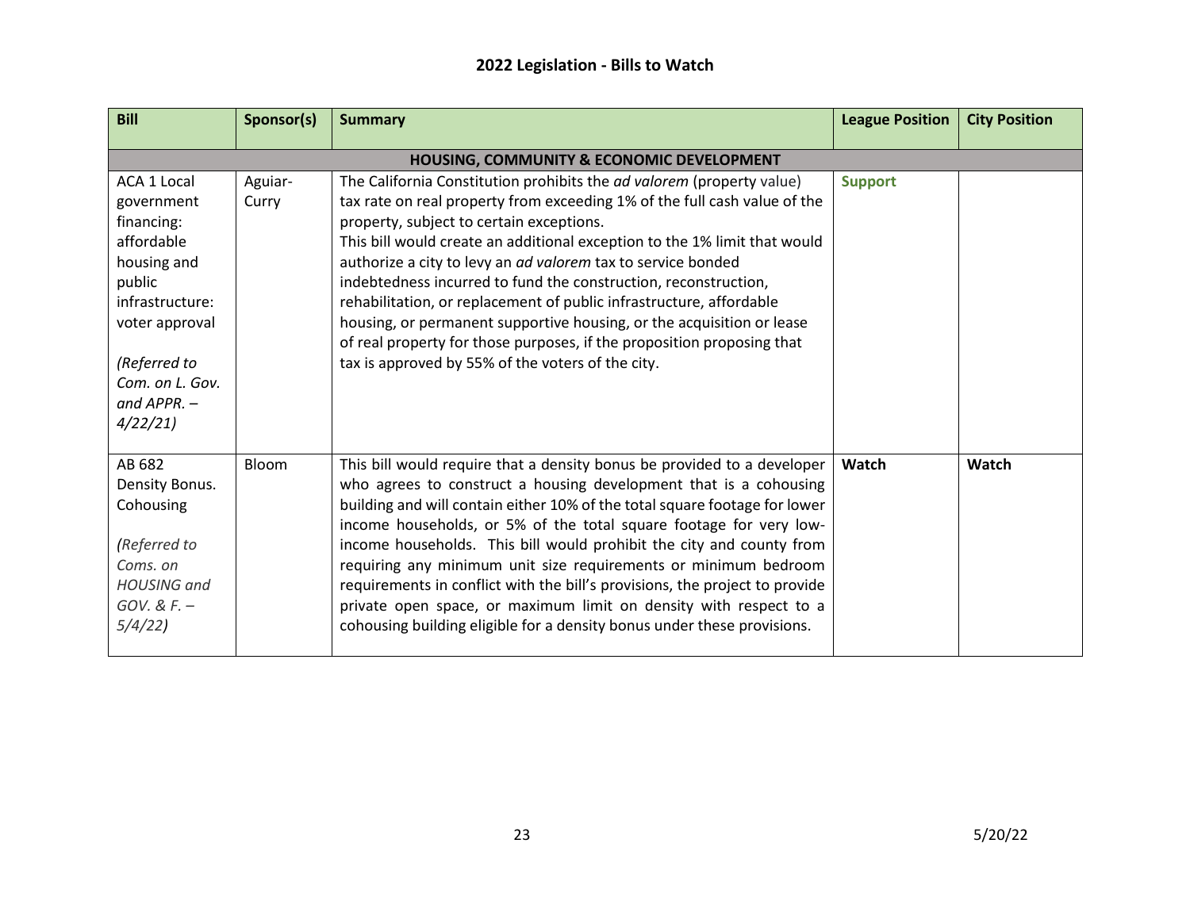## 2022 Legislation - Bills to Watch

| Bill | Sponsor(s) | Summary | League Position | City Position |
| --- | --- | --- | --- | --- |
| **HOUSING, COMMUNITY & ECONOMIC DEVELOPMENT** | | | | |
| ACA 1 Local government financing: affordable housing and public infrastructure: voter approval<br><br>*(Referred to Com. on L. Gov. and APPR. – 4/22/21)* | Aguiar-Curry | The California Constitution prohibits the *ad valorem* (property value) tax rate on real property from exceeding 1% of the full cash value of the property, subject to certain exceptions.<br>This bill would create an additional exception to the 1% limit that would authorize a city to levy an *ad valorem* tax to service bonded indebtedness incurred to fund the construction, reconstruction, rehabilitation, or replacement of public infrastructure, affordable housing, or permanent supportive housing, or the acquisition or lease of real property for those purposes, if the proposition proposing that tax is approved by 55% of the voters of the city. | **Support** | |
| AB 682 Density Bonus. Cohousing<br><br>*(Referred to Coms. on HOUSING and GOV. & F. – 5/4/22)* | Bloom | This bill would require that a density bonus be provided to a developer who agrees to construct a housing development that is a cohousing building and will contain either 10% of the total square footage for lower income households, or 5% of the total square footage for very low-income households. This bill would prohibit the city and county from requiring any minimum unit size requirements or minimum bedroom requirements in conflict with the bill's provisions, the project to provide private open space, or maximum limit on density with respect to a cohousing building eligible for a density bonus under these provisions. | **Watch** | **Watch** |

5/20/22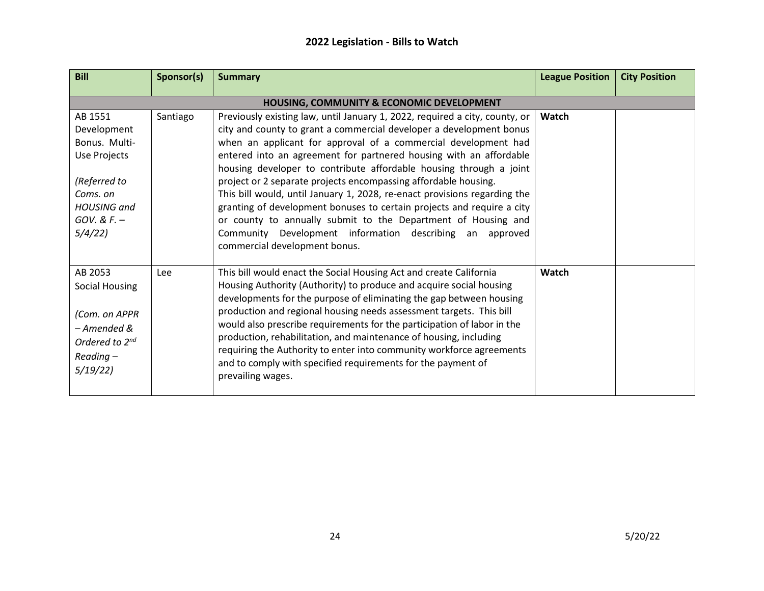## 2022 Legislation - Bills to Watch

| Bill | Sponsor(s) | Summary | League Position | City Position |
|---|---|---|---|---|
| **HOUSING, COMMUNITY & ECONOMIC DEVELOPMENT** | | | | |
| AB 1551 Development Bonus. Multi-Use Projects <br><br> *(Referred to Coms. on HOUSING and GOV. & F. – 5/4/22)* | Santiago | Previously existing law, until January 1, 2022, required a city, county, or city and county to grant a commercial developer a development bonus when an applicant for approval of a commercial development had entered into an agreement for partnered housing with an affordable housing developer to contribute affordable housing through a joint project or 2 separate projects encompassing affordable housing. <br> This bill would, until January 1, 2028, re-enact provisions regarding the granting of development bonuses to certain projects and require a city or county to annually submit to the Department of Housing and Community Development information describing an approved commercial development bonus. | **Watch** | |
| AB 2053 Social Housing <br><br> *(Com. on APPR – Amended & Ordered to 2nd Reading – 5/19/22)* | Lee | This bill would enact the Social Housing Act and create California Housing Authority (Authority) to produce and acquire social housing developments for the purpose of eliminating the gap between housing production and regional housing needs assessment targets. This bill would also prescribe requirements for the participation of labor in the production, rehabilitation, and maintenance of housing, including requiring the Authority to enter into community workforce agreements and to comply with specified requirements for the payment of prevailing wages. | **Watch** | |

5/20/22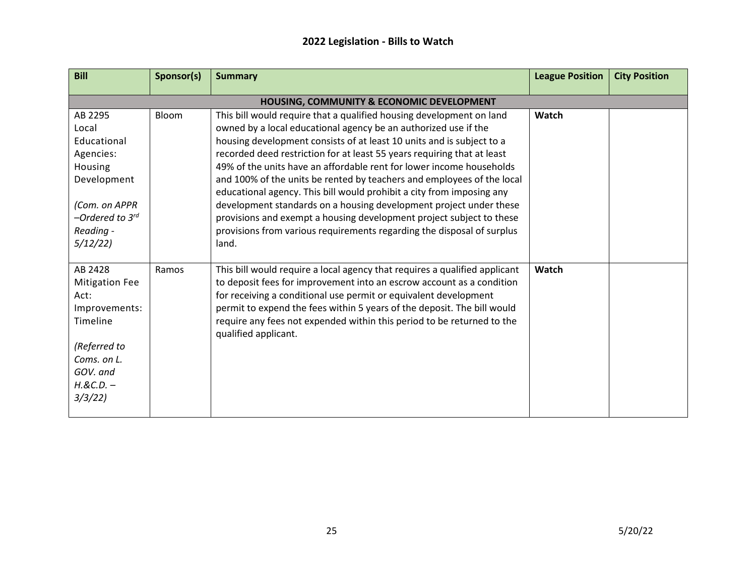## 2022 Legislation - Bills to Watch

| Bill | Sponsor(s) | Summary | League Position | City Position |
|---|---|---|---|---|
| **HOUSING, COMMUNITY & ECONOMIC DEVELOPMENT** | | | | |
| AB 2295 Local Educational Agencies: Housing Development *(Com. on APPR –Ordered to 3rd Reading - 5/12/22)* | Bloom | This bill would require that a qualified housing development on land owned by a local educational agency be an authorized use if the housing development consists of at least 10 units and is subject to a recorded deed restriction for at least 55 years requiring that at least 49% of the units have an affordable rent for lower income households and 100% of the units be rented by teachers and employees of the local educational agency. This bill would prohibit a city from imposing any development standards on a housing development project under these provisions and exempt a housing development project subject to these provisions from various requirements regarding the disposal of surplus land. | **Watch** | |
| AB 2428 Mitigation Fee Act: Improvements: Timeline *(Referred to Coms. on L. GOV. and H.&C.D. – 3/3/22)* | Ramos | This bill would require a local agency that requires a qualified applicant to deposit fees for improvement into an escrow account as a condition for receiving a conditional use permit or equivalent development permit to expend the fees within 5 years of the deposit. The bill would require any fees not expended within this period to be returned to the qualified applicant. | **Watch** | |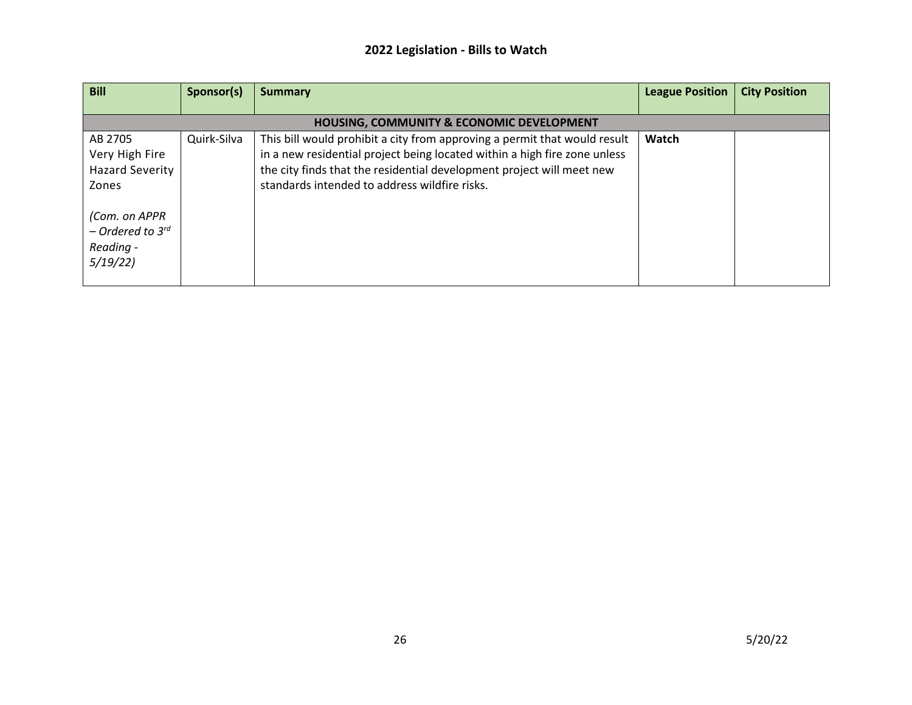# 2022 Legislation - Bills to Watch

| **Bill** | **Sponsor(s)** | **Summary** | **League Position** | **City Position** |
|---|---|---|---|---|
| **HOUSING, COMMUNITY & ECONOMIC DEVELOPMENT** | | | | |
| AB 2705 Very High Fire Hazard Severity Zones *(Com. on APPR – Ordered to 3rd Reading - 5/19/22)* | Quirk-Silva | This bill would prohibit a city from approving a permit that would result in a new residential project being located within a high fire zone unless the city finds that the residential development project will meet new standards intended to address wildfire risks. | **Watch** | |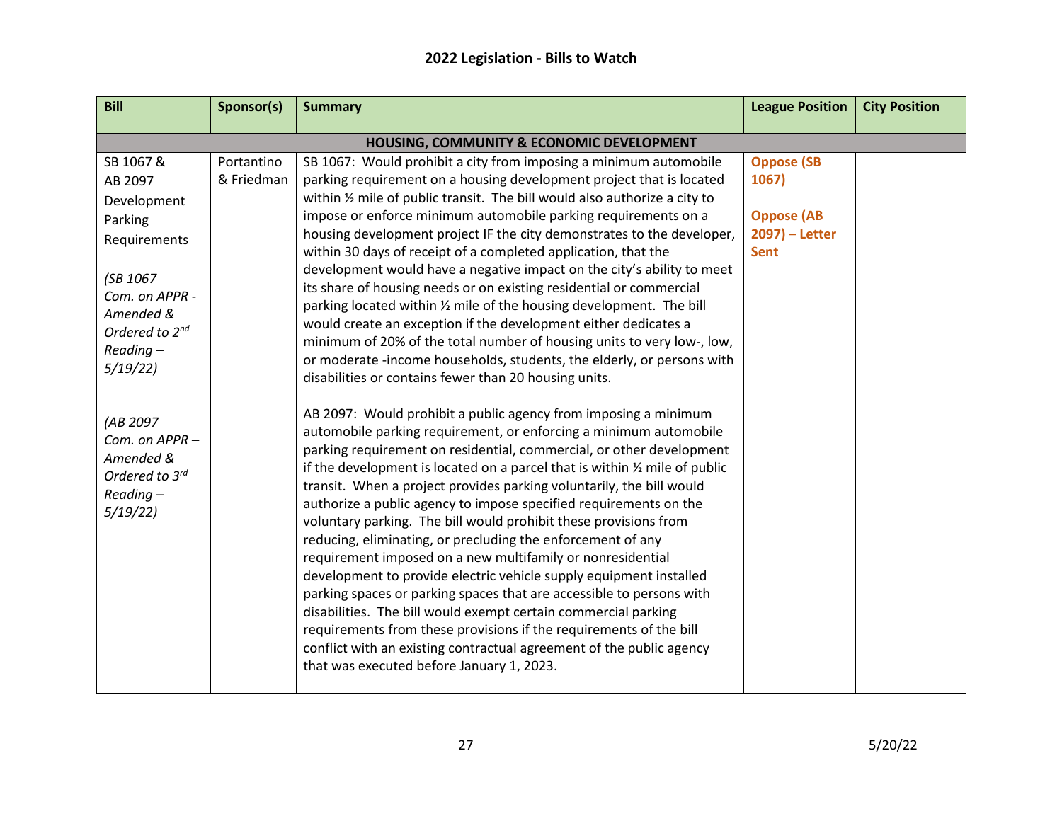## 2022 Legislation - Bills to Watch

| Bill | Sponsor(s) | Summary | League Position | City Position |
|---|---|---|---|---|
| **HOUSING, COMMUNITY & ECONOMIC DEVELOPMENT** | | | | |
| SB 1067 & AB 2097 Development Parking Requirements<br><br>*(SB 1067 Com. on APPR - Amended & Ordered to 2nd Reading – 5/19/22)*<br><br>*(AB 2097 Com. on APPR – Amended & Ordered to 3rd Reading – 5/19/22)* | Portantino & Friedman | SB 1067: Would prohibit a city from imposing a minimum automobile parking requirement on a housing development project that is located within ½ mile of public transit. The bill would also authorize a city to impose or enforce minimum automobile parking requirements on a housing development project IF the city demonstrates to the developer, within 30 days of receipt of a completed application, that the development would have a negative impact on the city's ability to meet its share of housing needs or on existing residential or commercial parking located within ½ mile of the housing development. The bill would create an exception if the development either dedicates a minimum of 20% of the total number of housing units to very low-, low, or moderate -income households, students, the elderly, or persons with disabilities or contains fewer than 20 housing units.<br><br>AB 2097: Would prohibit a public agency from imposing a minimum automobile parking requirement, or enforcing a minimum automobile parking requirement on residential, commercial, or other development if the development is located on a parcel that is within ½ mile of public transit. When a project provides parking voluntarily, the bill would authorize a public agency to impose specified requirements on the voluntary parking. The bill would prohibit these provisions from reducing, eliminating, or precluding the enforcement of any requirement imposed on a new multifamily or nonresidential development to provide electric vehicle supply equipment installed parking spaces or parking spaces that are accessible to persons with disabilities. The bill would exempt certain commercial parking requirements from these provisions if the requirements of the bill conflict with an existing contractual agreement of the public agency that was executed before January 1, 2023. | **Oppose (SB 1067)**<br><br>**Oppose (AB 2097) – Letter Sent** | |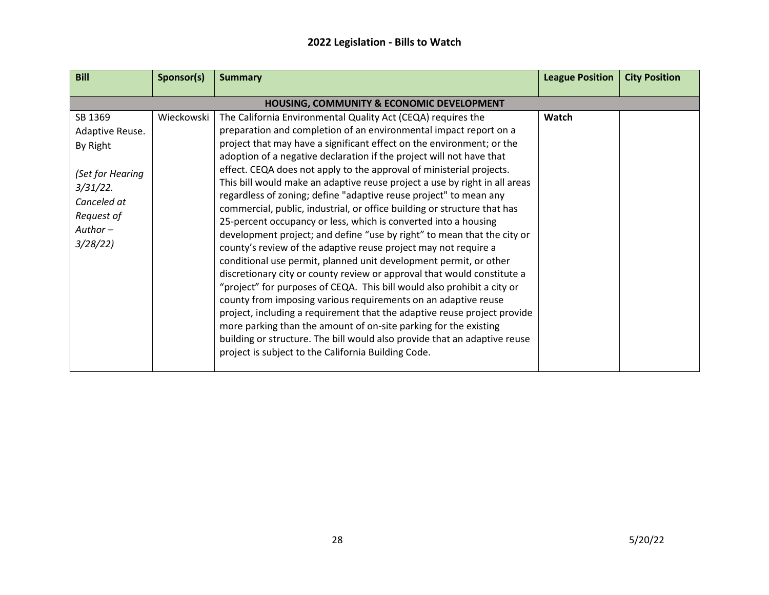## 2022 Legislation - Bills to Watch

| Bill | Sponsor(s) | Summary | League Position | City Position |
|---|---|---|---|---|
| | | **HOUSING, COMMUNITY & ECONOMIC DEVELOPMENT** | | |
| SB 1369 Adaptive Reuse. By Right<br><br>*(Set for Hearing 3/31/22. Canceled at Request of Author – 3/28/22)* | Wieckowski | The California Environmental Quality Act (CEQA) requires the preparation and completion of an environmental impact report on a project that may have a significant effect on the environment; or the adoption of a negative declaration if the project will not have that effect. CEQA does not apply to the approval of ministerial projects. This bill would make an adaptive reuse project a use by right in all areas regardless of zoning; define "adaptive reuse project" to mean any commercial, public, industrial, or office building or structure that has 25-percent occupancy or less, which is converted into a housing development project; and define "use by right" to mean that the city or county's review of the adaptive reuse project may not require a conditional use permit, planned unit development permit, or other discretionary city or county review or approval that would constitute a "project" for purposes of CEQA. This bill would also prohibit a city or county from imposing various requirements on an adaptive reuse project, including a requirement that the adaptive reuse project provide more parking than the amount of on-site parking for the existing building or structure. The bill would also provide that an adaptive reuse project is subject to the California Building Code. | **Watch** | |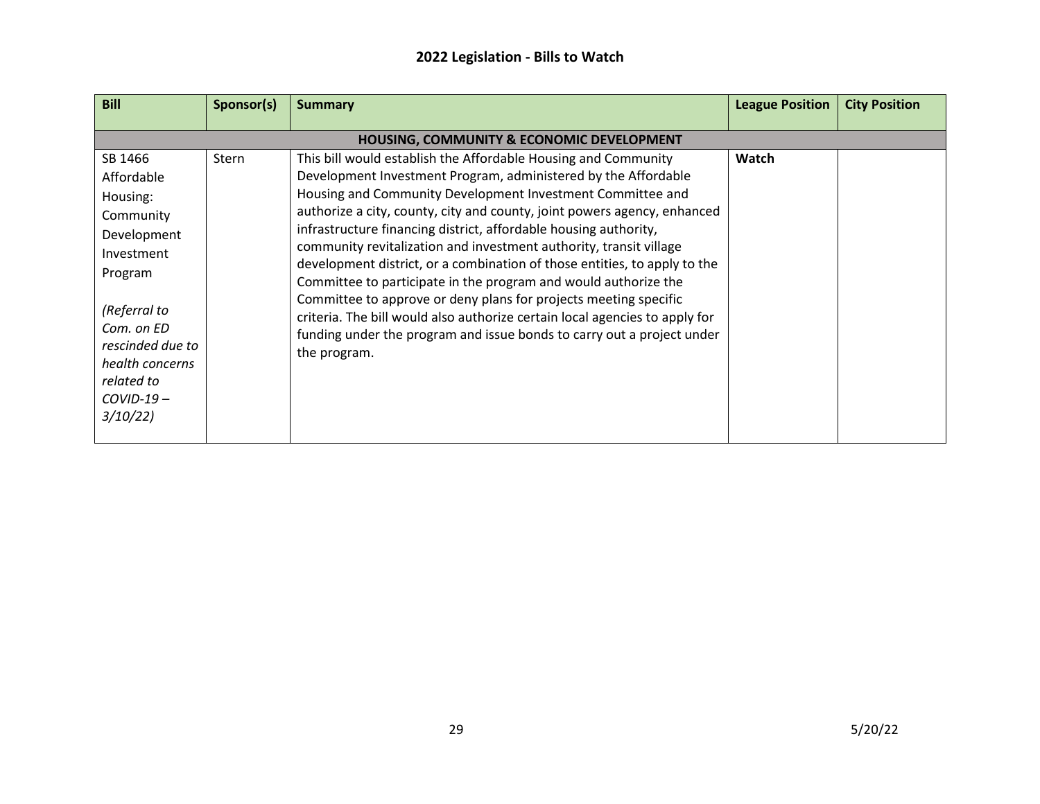## 2022 Legislation - Bills to Watch

| Bill | Sponsor(s) | Summary | League Position | City Position |
|---|---|---|---|---|
| **HOUSING, COMMUNITY & ECONOMIC DEVELOPMENT** | | | | |
| SB 1466 Affordable Housing: Community Development Investment Program<br><br>*(Referral to Com. on ED rescinded due to health concerns related to COVID-19 – 3/10/22)* | Stern | This bill would establish the Affordable Housing and Community Development Investment Program, administered by the Affordable Housing and Community Development Investment Committee and authorize a city, county, city and county, joint powers agency, enhanced infrastructure financing district, affordable housing authority, community revitalization and investment authority, transit village development district, or a combination of those entities, to apply to the Committee to participate in the program and would authorize the Committee to approve or deny plans for projects meeting specific criteria. The bill would also authorize certain local agencies to apply for funding under the program and issue bonds to carry out a project under the program. | **Watch** | |

5/20/22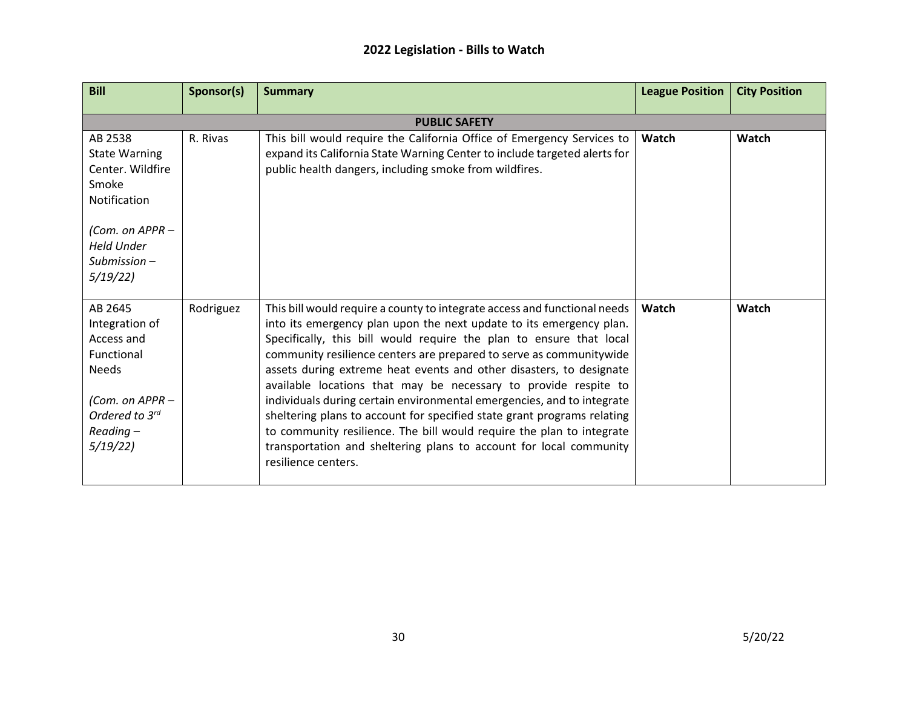## 2022 Legislation - Bills to Watch

| Bill | Sponsor(s) | Summary | League Position | City Position |
|---|---|---|---|---|
| **PUBLIC SAFETY** | | | | |
| AB 2538 State Warning Center. Wildfire Smoke Notification<br><br>*(Com. on APPR – Held Under Submission – 5/19/22)* | R. Rivas | This bill would require the California Office of Emergency Services to expand its California State Warning Center to include targeted alerts for public health dangers, including smoke from wildfires. | **Watch** | **Watch** |
| AB 2645 Integration of Access and Functional Needs<br><br>*(Com. on APPR – Ordered to 3rd Reading – 5/19/22)* | Rodriguez | This bill would require a county to integrate access and functional needs into its emergency plan upon the next update to its emergency plan. Specifically, this bill would require the plan to ensure that local community resilience centers are prepared to serve as communitywide assets during extreme heat events and other disasters, to designate available locations that may be necessary to provide respite to individuals during certain environmental emergencies, and to integrate sheltering plans to account for specified state grant programs relating to community resilience. The bill would require the plan to integrate transportation and sheltering plans to account for local community resilience centers. | **Watch** | **Watch** |

5/20/22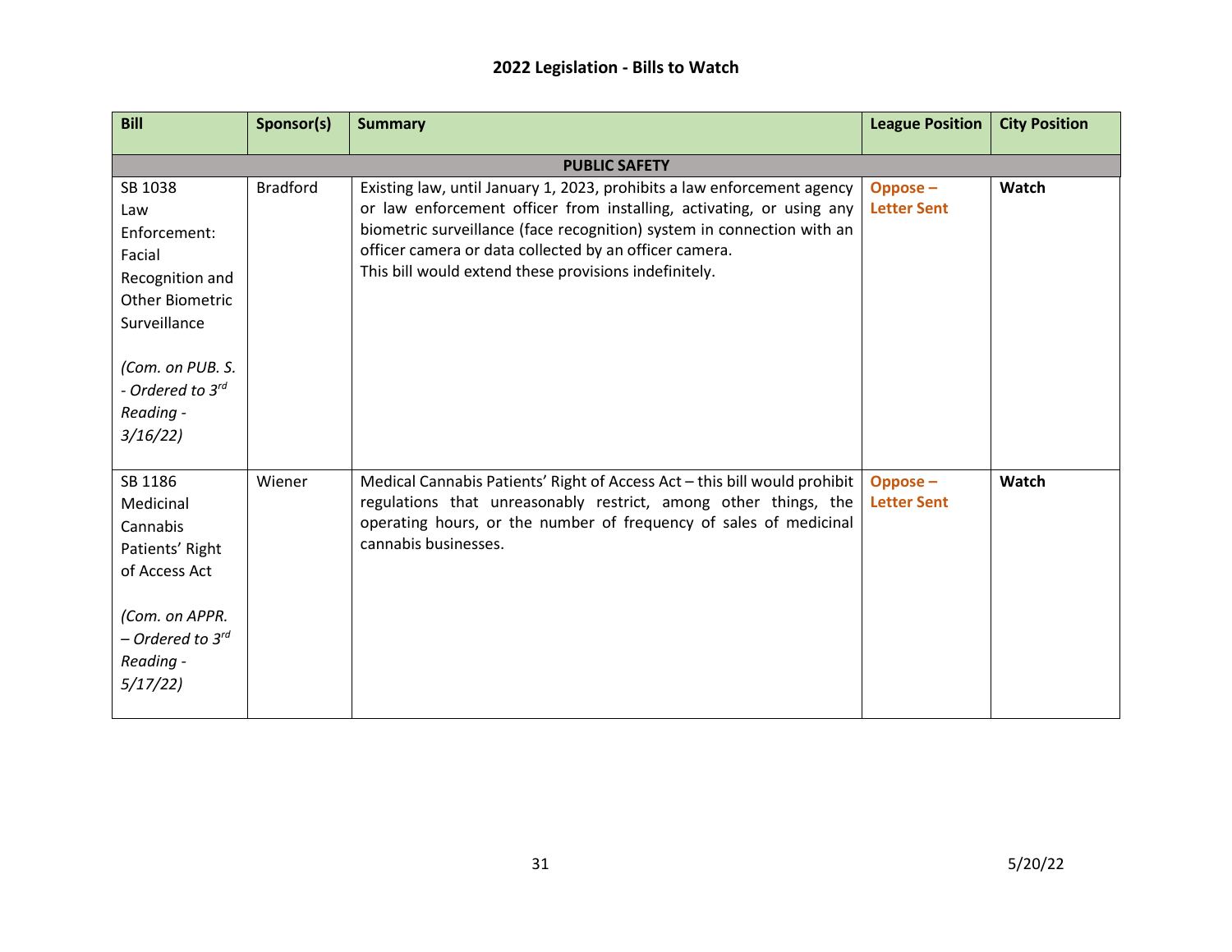## 2022 Legislation - Bills to Watch

| Bill | Sponsor(s) | Summary | League Position | City Position |
|---|---|---|---|---|
| **PUBLIC SAFETY** | | | | |
| SB 1038 Law Enforcement: Facial Recognition and Other Biometric Surveillance<br><br>*(Com. on PUB. S. - Ordered to 3rd Reading - 3/16/22)* | Bradford | Existing law, until January 1, 2023, prohibits a law enforcement agency or law enforcement officer from installing, activating, or using any biometric surveillance (face recognition) system in connection with an officer camera or data collected by an officer camera.<br>This bill would extend these provisions indefinitely. | **Oppose – Letter Sent** | **Watch** |
| SB 1186 Medicinal Cannabis Patients' Right of Access Act<br><br>*(Com. on APPR. – Ordered to 3rd Reading - 5/17/22)* | Wiener | Medical Cannabis Patients' Right of Access Act – this bill would prohibit regulations that unreasonably restrict, among other things, the operating hours, or the number of frequency of sales of medicinal cannabis businesses. | **Oppose – Letter Sent** | **Watch** |

5/20/22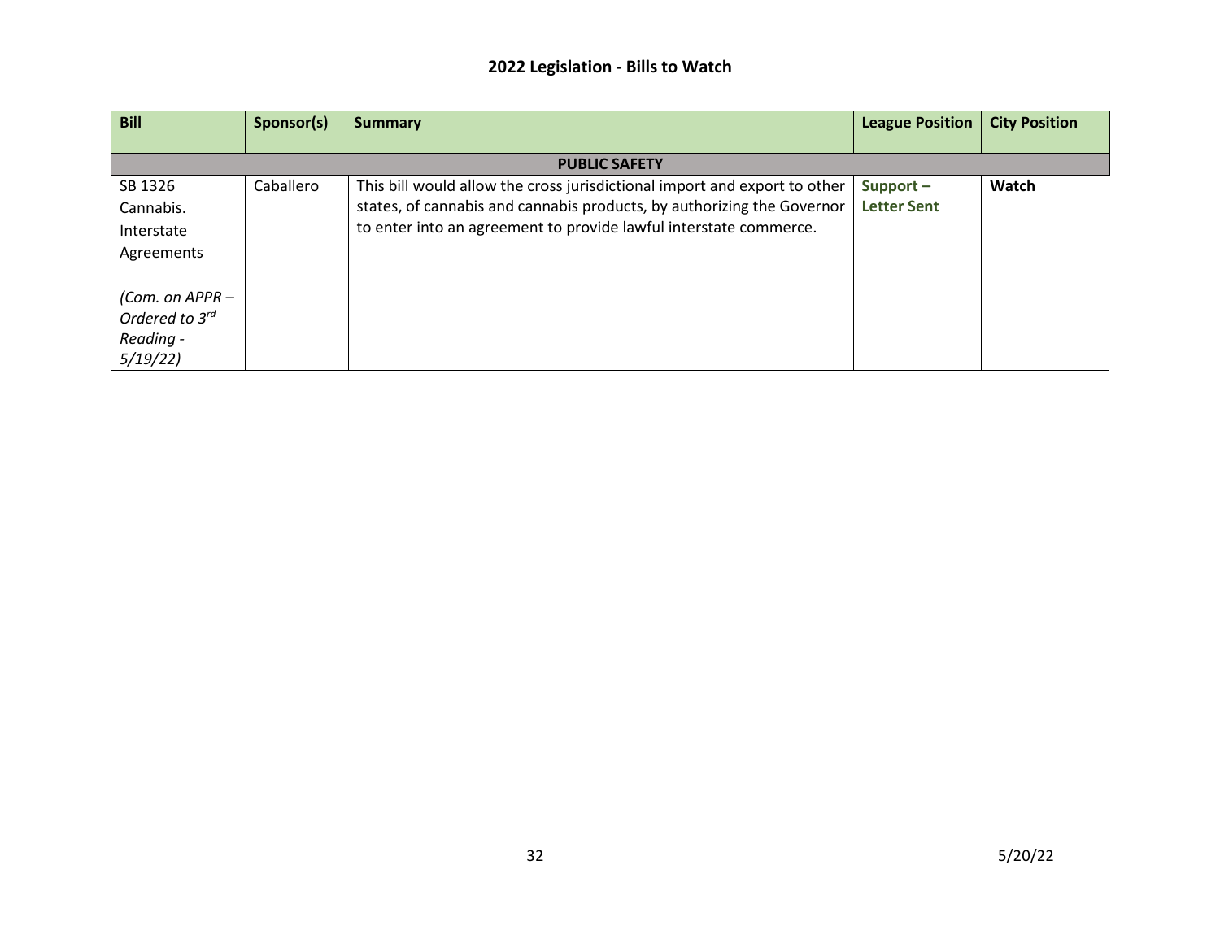## 2022 Legislation - Bills to Watch

| Bill | Sponsor(s) | Summary | League Position | City Position |
|---|---|---|---|---|
| **PUBLIC SAFETY** | | | | |
| SB 1326 Cannabis. Interstate Agreements *(Com. on APPR – Ordered to 3rd Reading - 5/19/22)* | Caballero | This bill would allow the cross jurisdictional import and export to other states, of cannabis and cannabis products, by authorizing the Governor to enter into an agreement to provide lawful interstate commerce. | **Support – Letter Sent** | **Watch** |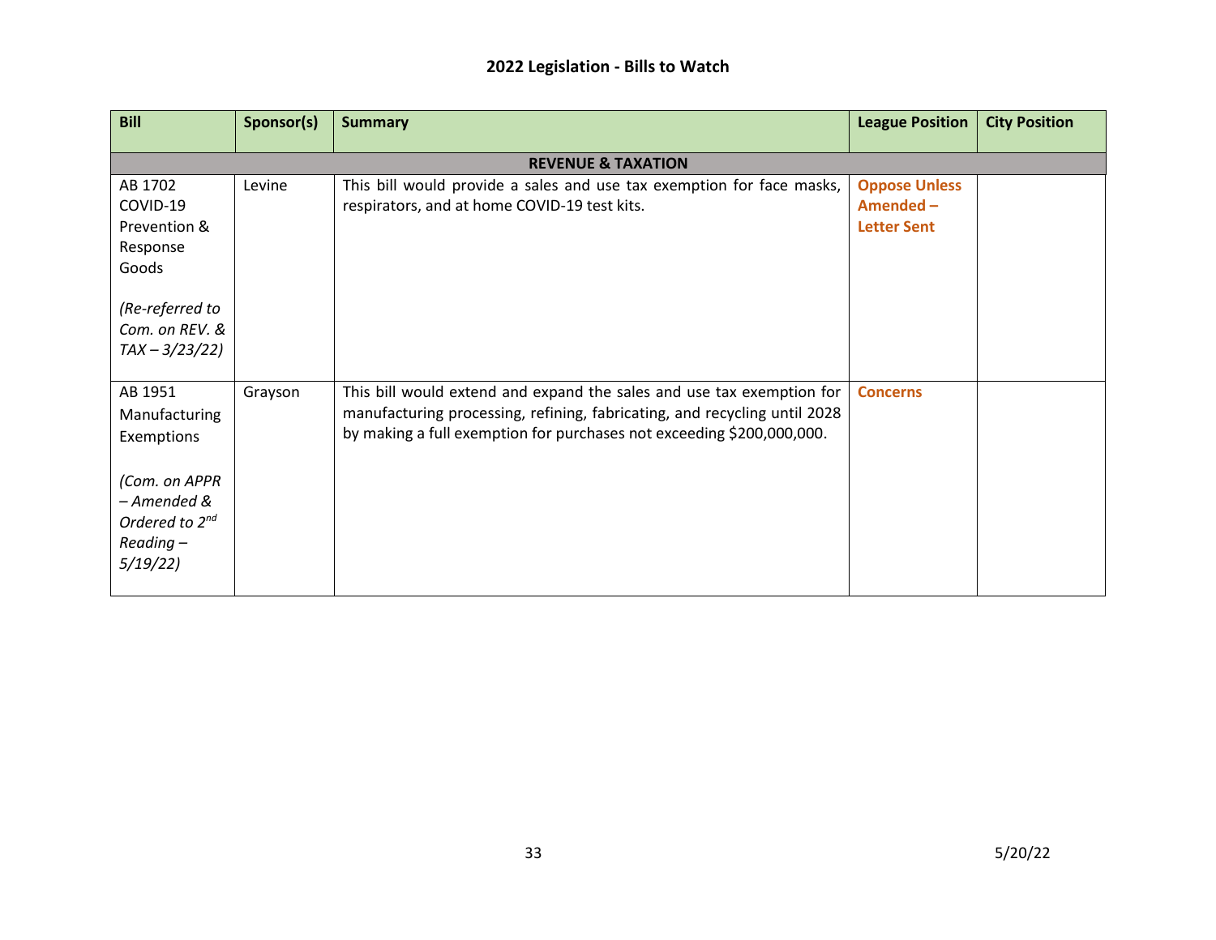# 2022 Legislation - Bills to Watch

| Bill | Sponsor(s) | Summary | League Position | City Position |
|---|---|---|---|---|
| **REVENUE & TAXATION** | | | | |
| AB 1702 COVID-19 Prevention & Response Goods<br><br>*(Re-referred to Com. on REV. & TAX – 3/23/22)* | Levine | This bill would provide a sales and use tax exemption for face masks, respirators, and at home COVID-19 test kits. | **Oppose Unless Amended – Letter Sent** | |
| AB 1951 Manufacturing Exemptions<br><br>*(Com. on APPR – Amended & Ordered to 2nd Reading – 5/19/22)* | Grayson | This bill would extend and expand the sales and use tax exemption for manufacturing processing, refining, fabricating, and recycling until 2028 by making a full exemption for purchases not exceeding $200,000,000. | **Concerns** | |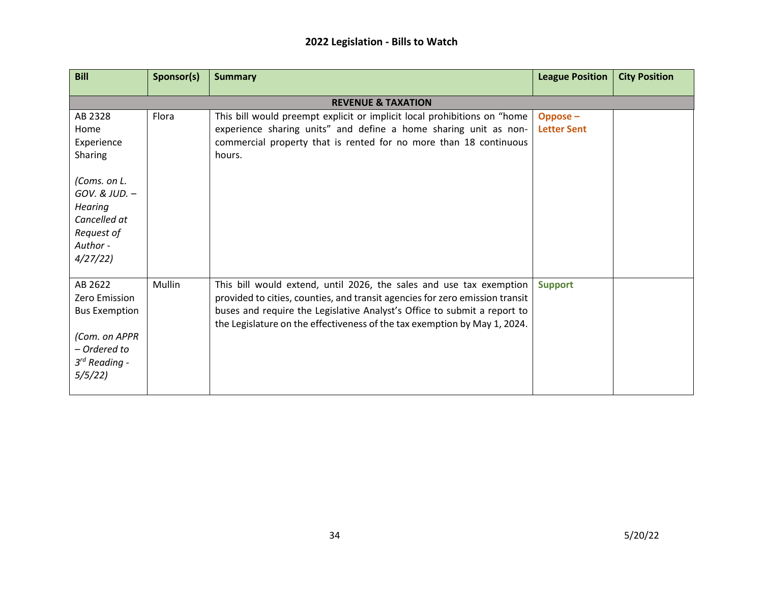## 2022 Legislation - Bills to Watch

| Bill | Sponsor(s) | Summary | League Position | City Position |
|---|---|---|---|---|
| **REVENUE & TAXATION** | | | | |
| AB 2328 Home Experience Sharing *(Coms. on L. GOV. & JUD. – Hearing Cancelled at Request of Author - 4/27/22)* | Flora | This bill would preempt explicit or implicit local prohibitions on "home experience sharing units" and define a home sharing unit as non-commercial property that is rented for no more than 18 continuous hours. | **Oppose – Letter Sent** | |
| AB 2622 Zero Emission Bus Exemption *(Com. on APPR – Ordered to 3rd Reading - 5/5/22)* | Mullin | This bill would extend, until 2026, the sales and use tax exemption provided to cities, counties, and transit agencies for zero emission transit buses and require the Legislative Analyst's Office to submit a report to the Legislature on the effectiveness of the tax exemption by May 1, 2024. | **Support** | |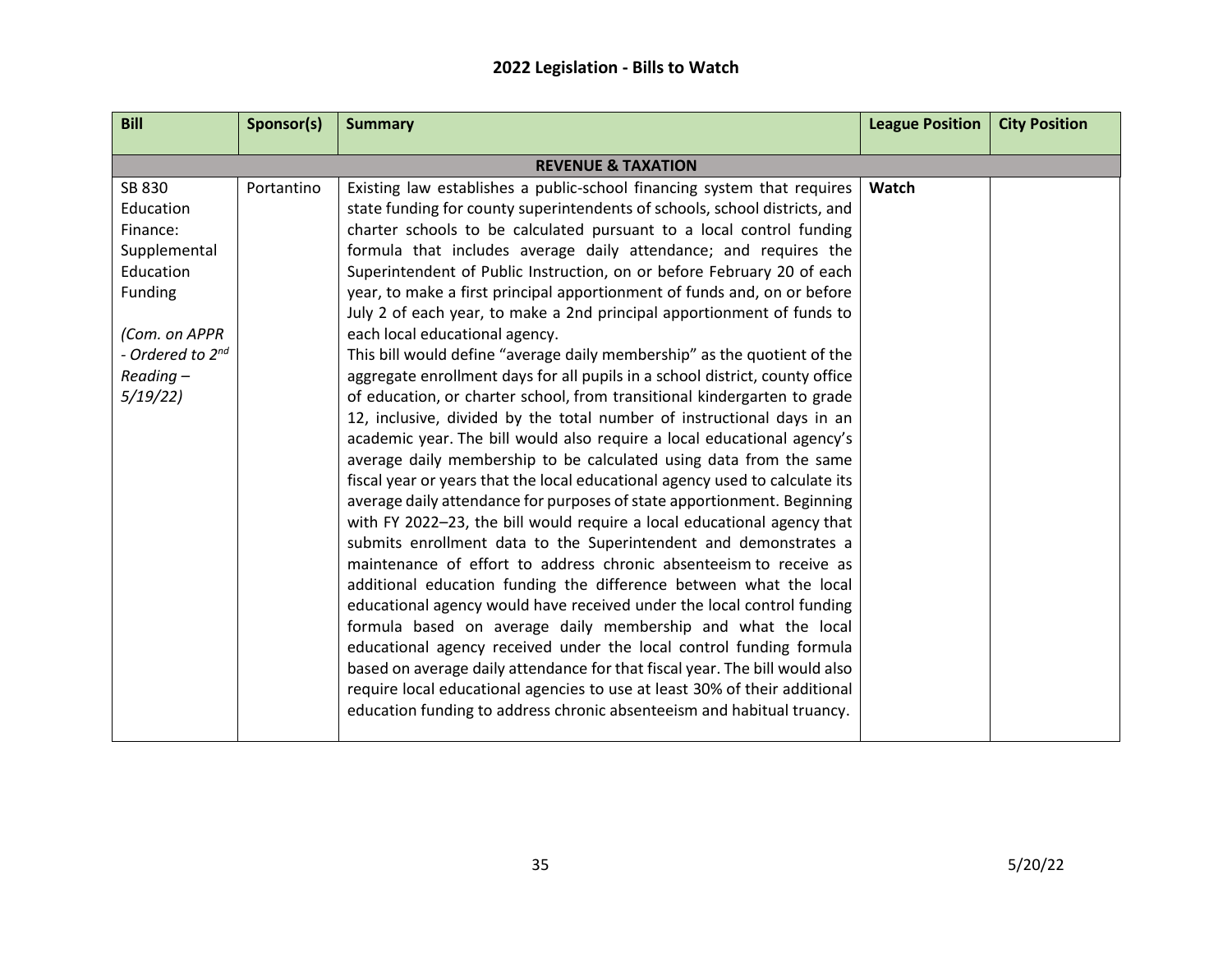## 2022 Legislation - Bills to Watch

| Bill | Sponsor(s) | Summary | League Position | City Position |
|---|---|---|---|---|
| **REVENUE & TAXATION** | | | | |
| SB 830 Education Finance: Supplemental Education Funding<br><br>*(Com. on APPR - Ordered to 2nd Reading – 5/19/22)* | Portantino | Existing law establishes a public-school financing system that requires state funding for county superintendents of schools, school districts, and charter schools to be calculated pursuant to a local control funding formula that includes average daily attendance; and requires the Superintendent of Public Instruction, on or before February 20 of each year, to make a first principal apportionment of funds and, on or before July 2 of each year, to make a 2nd principal apportionment of funds to each local educational agency.<br>This bill would define "average daily membership" as the quotient of the aggregate enrollment days for all pupils in a school district, county office of education, or charter school, from transitional kindergarten to grade 12, inclusive, divided by the total number of instructional days in an academic year. The bill would also require a local educational agency's average daily membership to be calculated using data from the same fiscal year or years that the local educational agency used to calculate its average daily attendance for purposes of state apportionment. Beginning with FY 2022–23, the bill would require a local educational agency that submits enrollment data to the Superintendent and demonstrates a maintenance of effort to address chronic absenteeism to receive as additional education funding the difference between what the local educational agency would have received under the local control funding formula based on average daily membership and what the local educational agency received under the local control funding formula based on average daily attendance for that fiscal year. The bill would also require local educational agencies to use at least 30% of their additional education funding to address chronic absenteeism and habitual truancy. | **Watch** | |